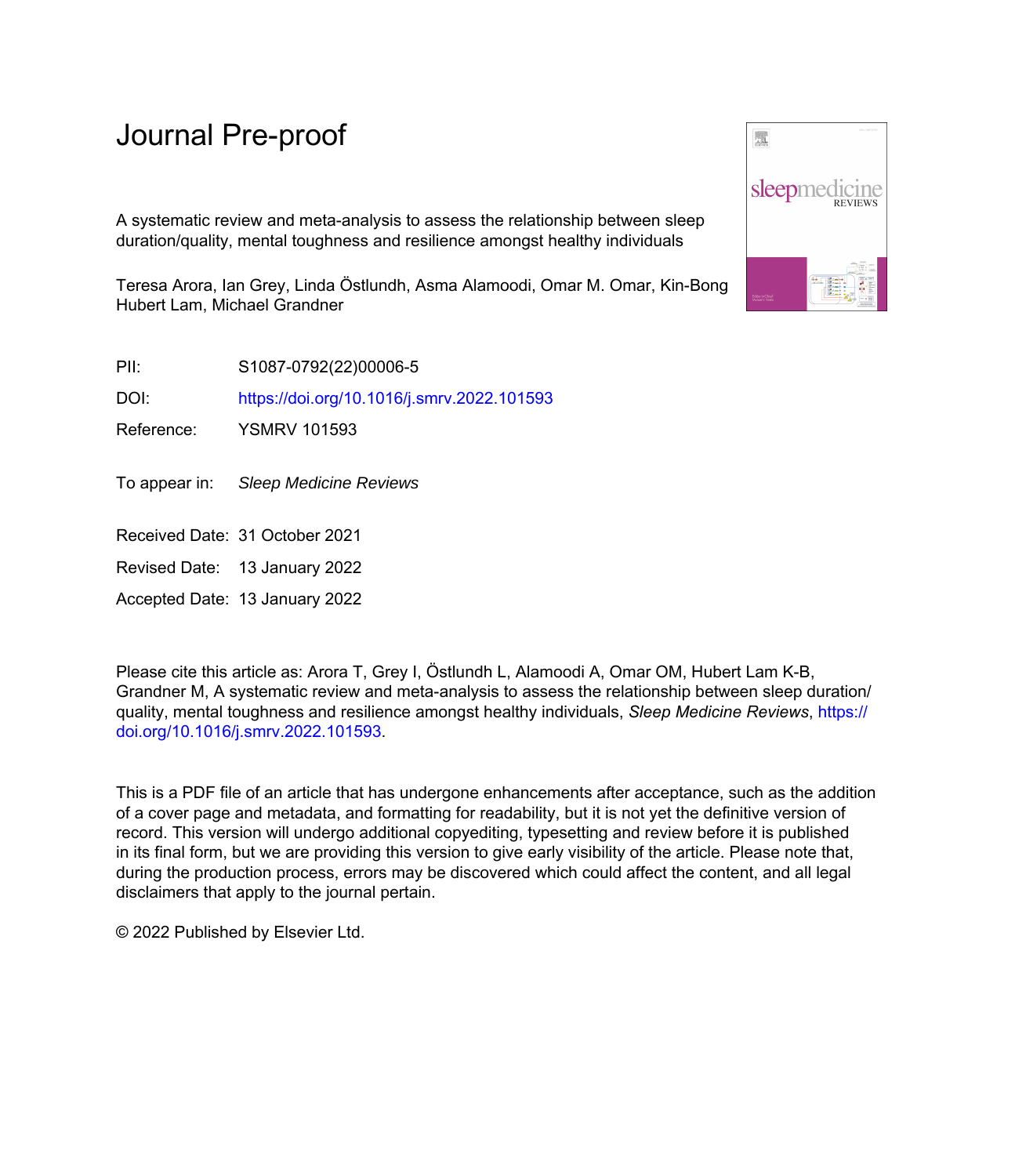# Journal Pre-proof

A systematic review and meta-analysis to assess the relationship between sleep duration/quality, mental toughness and resilience amongst healthy individuals

Teresa Arora, Ian Grey, Linda Östlundh, Asma Alamoodi, Omar M. Omar, Kin-Bong Hubert Lam, Michael Grandner

PII: S1087-0792(22)00006-5

DOI: https://doi.org/10.1016/j.smrv.2022.101593

Reference: YSMRV 101593

To appear in: *Sleep Medicine Reviews*

Received Date: 31 October 2021

Revised Date: 13 January 2022

Accepted Date: 13 January 2022

Please cite this article as: Arora T, Grey I, Östlundh L, Alamoodi A, Omar OM, Hubert Lam K-B, Grandner M, A systematic review and meta-analysis to assess the relationship between sleep duration/quality, mental toughness and resilience amongst healthy individuals, *Sleep Medicine Reviews*, https://doi.org/10.1016/j.smrv.2022.101593.

This is a PDF file of an article that has undergone enhancements after acceptance, such as the addition of a cover page and metadata, and formatting for readability, but it is not yet the definitive version of record. This version will undergo additional copyediting, typesetting and review before it is published in its final form, but we are providing this version to give early visibility of the article. Please note that, during the production process, errors may be discovered which could affect the content, and all legal disclaimers that apply to the journal pertain.

© 2022 Published by Elsevier Ltd.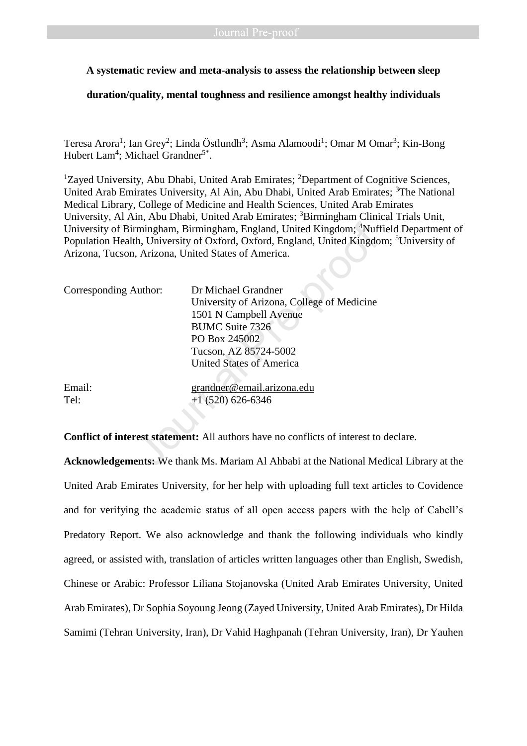**A systematic review and meta-analysis to assess the relationship between sleep duration/quality, mental toughness and resilience amongst healthy individuals**

Teresa Arora[1]; Ian Grey[2]; Linda Östlundh[3]; Asma Alamoodi[1]; Omar M Omar[3]; Kin-Bong Hubert Lam[4]; Michael Grandner[5*].

[1]Zayed University, Abu Dhabi, United Arab Emirates; [2]Department of Cognitive Sciences, United Arab Emirates University, Al Ain, Abu Dhabi, United Arab Emirates; [3]The National Medical Library, College of Medicine and Health Sciences, United Arab Emirates University, Al Ain, Abu Dhabi, United Arab Emirates; [3]Birmingham Clinical Trials Unit, University of Birmingham, Birmingham, England, United Kingdom; [4]Nuffield Department of Population Health, University of Oxford, Oxford, England, United Kingdom; [5]University of Arizona, Tucson, Arizona, United States of America.

| | |
|---|---|
| Corresponding Author: | Dr Michael Grandner<br>University of Arizona, College of Medicine<br>1501 N Campbell Avenue<br>BUMC Suite 7326<br>PO Box 245002<br>Tucson, AZ 85724-5002<br>United States of America |
| Email: | grandner@email.arizona.edu |
| Tel: | +1 (520) 626-6346 |

**Conflict of interest statement:** All authors have no conflicts of interest to declare.

**Acknowledgements:** We thank Ms. Mariam Al Ahbabi at the National Medical Library at the United Arab Emirates University, for her help with uploading full text articles to Covidence and for verifying the academic status of all open access papers with the help of Cabell's Predatory Report. We also acknowledge and thank the following individuals who kindly agreed, or assisted with, translation of articles written languages other than English, Swedish, Chinese or Arabic: Professor Liliana Stojanovska (United Arab Emirates University, United Arab Emirates), Dr Sophia Soyoung Jeong (Zayed University, United Arab Emirates), Dr Hilda Samimi (Tehran University, Iran), Dr Vahid Haghpanah (Tehran University, Iran), Dr Yauhen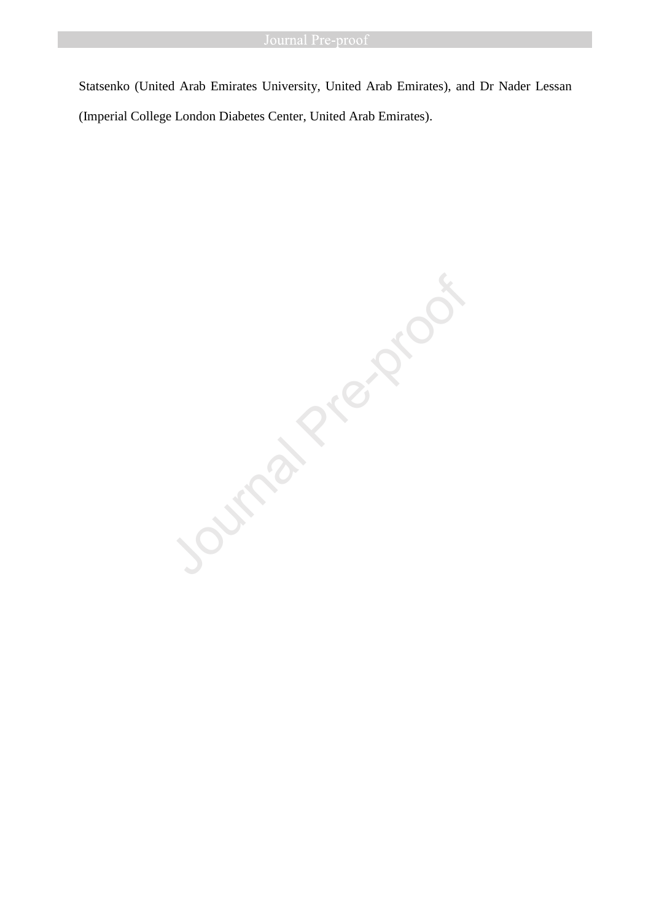Statsenko (United Arab Emirates University, United Arab Emirates), and Dr Nader Lessan (Imperial College London Diabetes Center, United Arab Emirates).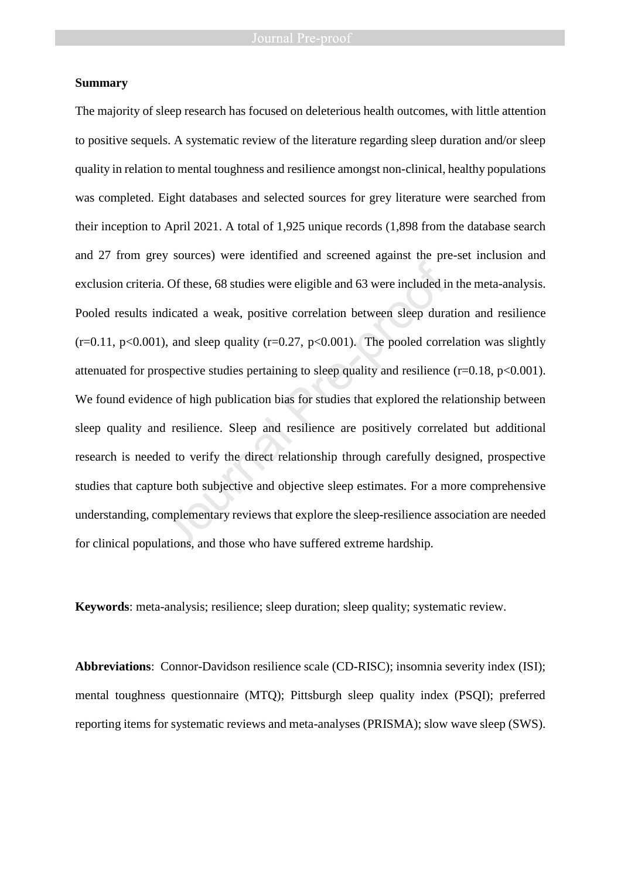**Summary**

The majority of sleep research has focused on deleterious health outcomes, with little attention to positive sequels. A systematic review of the literature regarding sleep duration and/or sleep quality in relation to mental toughness and resilience amongst non-clinical, healthy populations was completed. Eight databases and selected sources for grey literature were searched from their inception to April 2021. A total of 1,925 unique records (1,898 from the database search and 27 from grey sources) were identified and screened against the pre-set inclusion and exclusion criteria. Of these, 68 studies were eligible and 63 were included in the meta-analysis. Pooled results indicated a weak, positive correlation between sleep duration and resilience ($r=0.11$, $p<0.001$), and sleep quality ($r=0.27$, $p<0.001$). The pooled correlation was slightly attenuated for prospective studies pertaining to sleep quality and resilience ($r=0.18$, $p<0.001$). We found evidence of high publication bias for studies that explored the relationship between sleep quality and resilience. Sleep and resilience are positively correlated but additional research is needed to verify the direct relationship through carefully designed, prospective studies that capture both subjective and objective sleep estimates. For a more comprehensive understanding, complementary reviews that explore the sleep-resilience association are needed for clinical populations, and those who have suffered extreme hardship.

**Keywords**: meta-analysis; resilience; sleep duration; sleep quality; systematic review.

**Abbreviations**: Connor-Davidson resilience scale (CD-RISC); insomnia severity index (ISI); mental toughness questionnaire (MTQ); Pittsburgh sleep quality index (PSQI); preferred reporting items for systematic reviews and meta-analyses (PRISMA); slow wave sleep (SWS).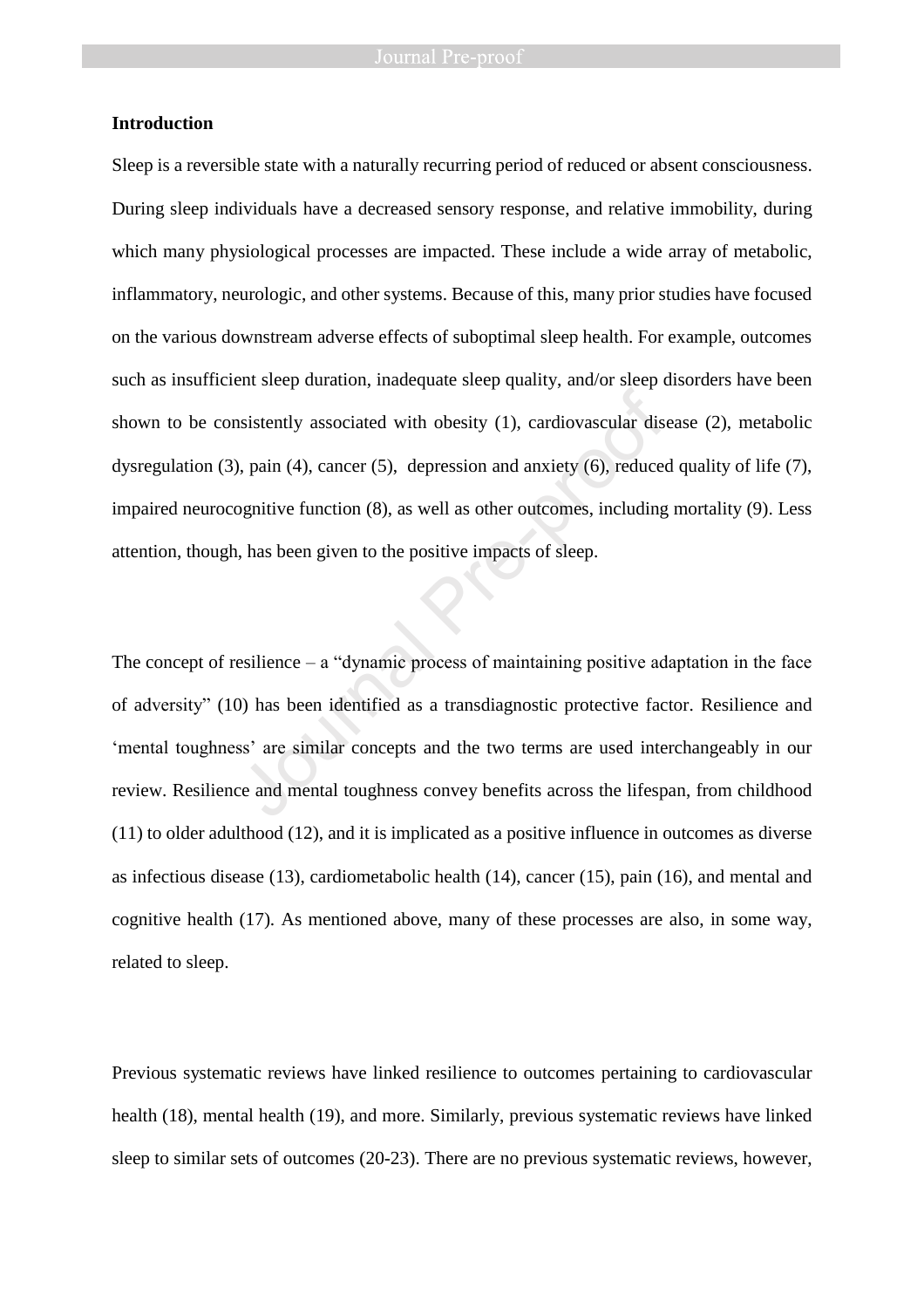**Introduction**

Sleep is a reversible state with a naturally recurring period of reduced or absent consciousness. During sleep individuals have a decreased sensory response, and relative immobility, during which many physiological processes are impacted. These include a wide array of metabolic, inflammatory, neurologic, and other systems. Because of this, many prior studies have focused on the various downstream adverse effects of suboptimal sleep health. For example, outcomes such as insufficient sleep duration, inadequate sleep quality, and/or sleep disorders have been shown to be consistently associated with obesity (1), cardiovascular disease (2), metabolic dysregulation (3), pain (4), cancer (5), depression and anxiety (6), reduced quality of life (7), impaired neurocognitive function (8), as well as other outcomes, including mortality (9). Less attention, though, has been given to the positive impacts of sleep.

The concept of resilience – a "dynamic process of maintaining positive adaptation in the face of adversity" (10) has been identified as a transdiagnostic protective factor. Resilience and 'mental toughness' are similar concepts and the two terms are used interchangeably in our review. Resilience and mental toughness convey benefits across the lifespan, from childhood (11) to older adulthood (12), and it is implicated as a positive influence in outcomes as diverse as infectious disease (13), cardiometabolic health (14), cancer (15), pain (16), and mental and cognitive health (17). As mentioned above, many of these processes are also, in some way, related to sleep.

Previous systematic reviews have linked resilience to outcomes pertaining to cardiovascular health (18), mental health (19), and more. Similarly, previous systematic reviews have linked sleep to similar sets of outcomes (20-23). There are no previous systematic reviews, however,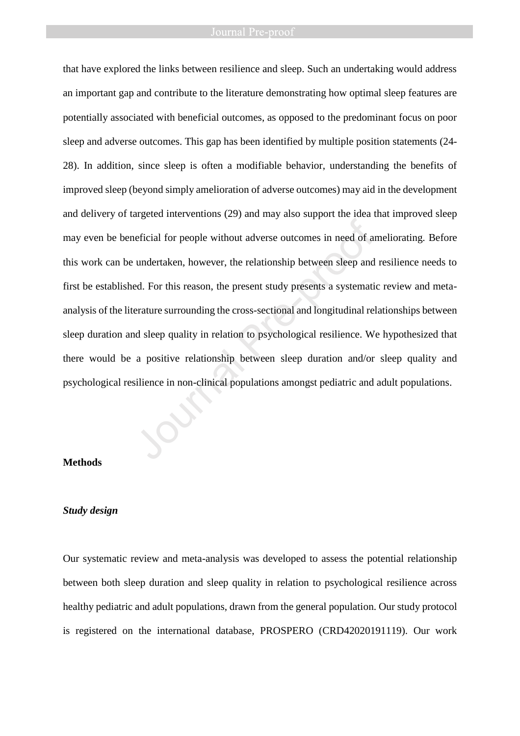that have explored the links between resilience and sleep. Such an undertaking would address an important gap and contribute to the literature demonstrating how optimal sleep features are potentially associated with beneficial outcomes, as opposed to the predominant focus on poor sleep and adverse outcomes. This gap has been identified by multiple position statements (24-28). In addition, since sleep is often a modifiable behavior, understanding the benefits of improved sleep (beyond simply amelioration of adverse outcomes) may aid in the development and delivery of targeted interventions (29) and may also support the idea that improved sleep may even be beneficial for people without adverse outcomes in need of ameliorating. Before this work can be undertaken, however, the relationship between sleep and resilience needs to first be established. For this reason, the present study presents a systematic review and meta-analysis of the literature surrounding the cross-sectional and longitudinal relationships between sleep duration and sleep quality in relation to psychological resilience. We hypothesized that there would be a positive relationship between sleep duration and/or sleep quality and psychological resilience in non-clinical populations amongst pediatric and adult populations.

## Methods

### *Study design*

Our systematic review and meta-analysis was developed to assess the potential relationship between both sleep duration and sleep quality in relation to psychological resilience across healthy pediatric and adult populations, drawn from the general population. Our study protocol is registered on the international database, PROSPERO (CRD42020191119). Our work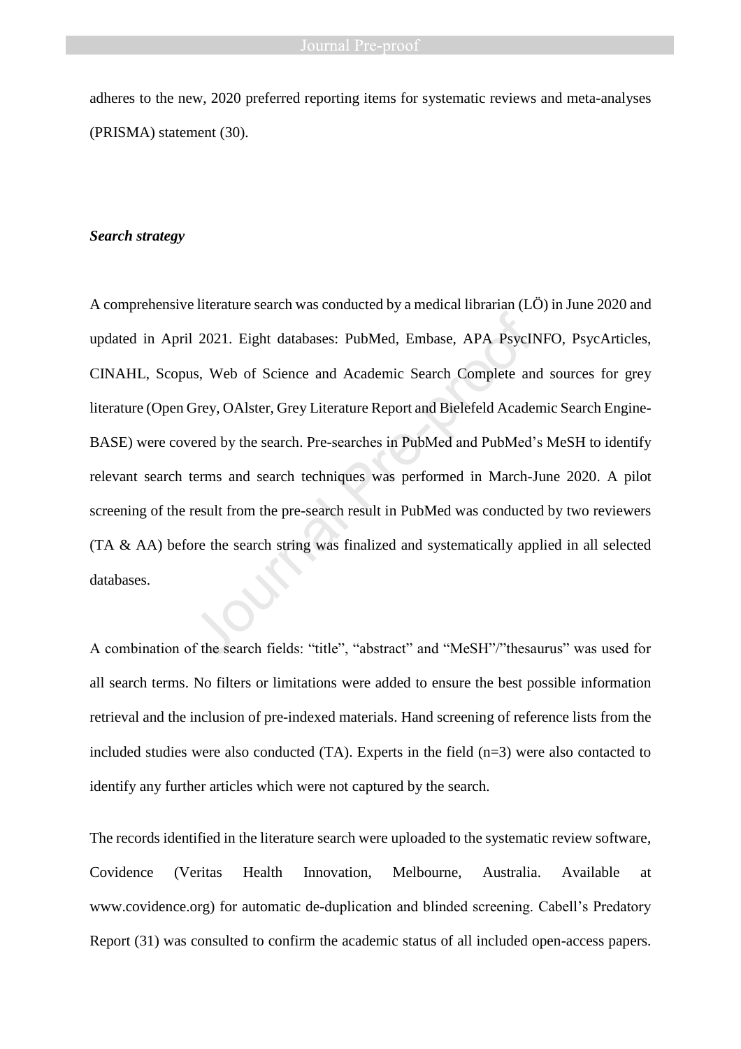adheres to the new, 2020 preferred reporting items for systematic reviews and meta-analyses (PRISMA) statement (30).

***Search strategy***

A comprehensive literature search was conducted by a medical librarian (LÖ) in June 2020 and updated in April 2021. Eight databases: PubMed, Embase, APA PsycINFO, PsycArticles, CINAHL, Scopus, Web of Science and Academic Search Complete and sources for grey literature (Open Grey, OAlster, Grey Literature Report and Bielefeld Academic Search Engine-BASE) were covered by the search. Pre-searches in PubMed and PubMed's MeSH to identify relevant search terms and search techniques was performed in March-June 2020. A pilot screening of the result from the pre-search result in PubMed was conducted by two reviewers (TA & AA) before the search string was finalized and systematically applied in all selected databases.

A combination of the search fields: "title", "abstract" and "MeSH"/"thesaurus" was used for all search terms. No filters or limitations were added to ensure the best possible information retrieval and the inclusion of pre-indexed materials. Hand screening of reference lists from the included studies were also conducted (TA). Experts in the field (n=3) were also contacted to identify any further articles which were not captured by the search.

The records identified in the literature search were uploaded to the systematic review software, Covidence (Veritas Health Innovation, Melbourne, Australia. Available at www.covidence.org) for automatic de-duplication and blinded screening. Cabell's Predatory Report (31) was consulted to confirm the academic status of all included open-access papers.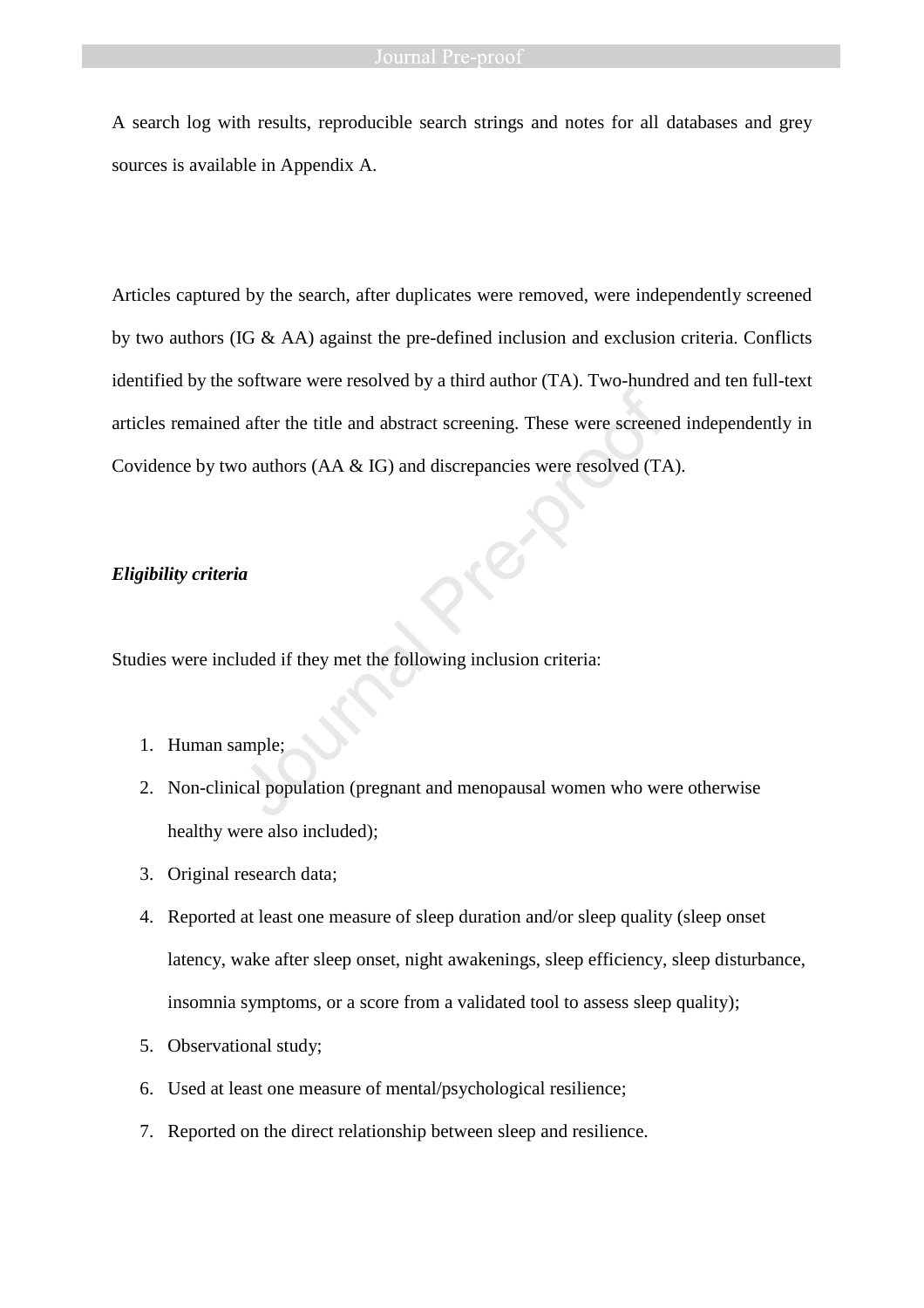A search log with results, reproducible search strings and notes for all databases and grey sources is available in Appendix A.

Articles captured by the search, after duplicates were removed, were independently screened by two authors (IG & AA) against the pre-defined inclusion and exclusion criteria. Conflicts identified by the software were resolved by a third author (TA). Two-hundred and ten full-text articles remained after the title and abstract screening. These were screened independently in Covidence by two authors (AA & IG) and discrepancies were resolved (TA).

***Eligibility criteria***

Studies were included if they met the following inclusion criteria:

1. Human sample;
2. Non-clinical population (pregnant and menopausal women who were otherwise healthy were also included);
3. Original research data;
4. Reported at least one measure of sleep duration and/or sleep quality (sleep onset latency, wake after sleep onset, night awakenings, sleep efficiency, sleep disturbance, insomnia symptoms, or a score from a validated tool to assess sleep quality);
5. Observational study;
6. Used at least one measure of mental/psychological resilience;
7. Reported on the direct relationship between sleep and resilience.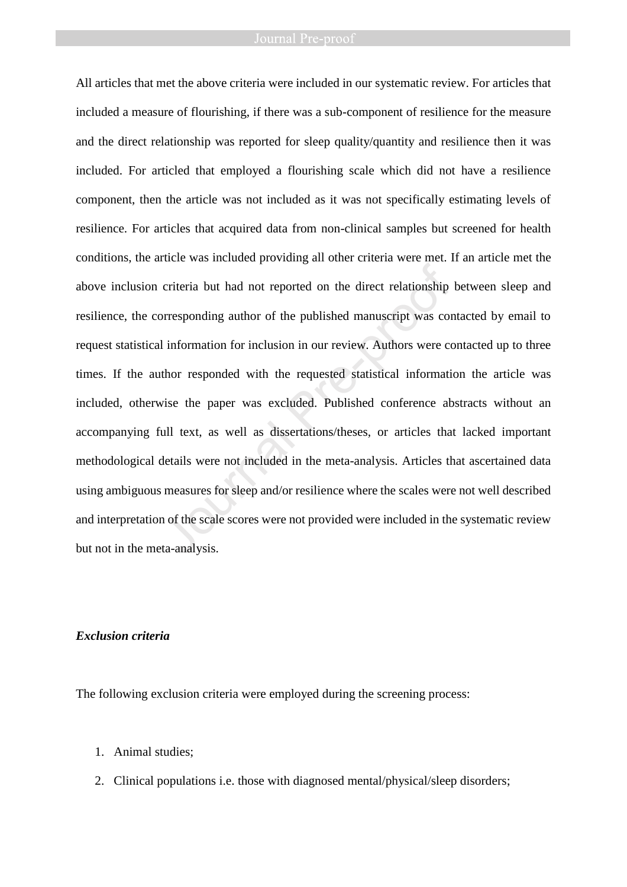All articles that met the above criteria were included in our systematic review. For articles that included a measure of flourishing, if there was a sub-component of resilience for the measure and the direct relationship was reported for sleep quality/quantity and resilience then it was included. For articled that employed a flourishing scale which did not have a resilience component, then the article was not included as it was not specifically estimating levels of resilience. For articles that acquired data from non-clinical samples but screened for health conditions, the article was included providing all other criteria were met. If an article met the above inclusion criteria but had not reported on the direct relationship between sleep and resilience, the corresponding author of the published manuscript was contacted by email to request statistical information for inclusion in our review. Authors were contacted up to three times. If the author responded with the requested statistical information the article was included, otherwise the paper was excluded. Published conference abstracts without an accompanying full text, as well as dissertations/theses, or articles that lacked important methodological details were not included in the meta-analysis. Articles that ascertained data using ambiguous measures for sleep and/or resilience where the scales were not well described and interpretation of the scale scores were not provided were included in the systematic review but not in the meta-analysis.

***Exclusion criteria***

The following exclusion criteria were employed during the screening process:

1. Animal studies;
2. Clinical populations i.e. those with diagnosed mental/physical/sleep disorders;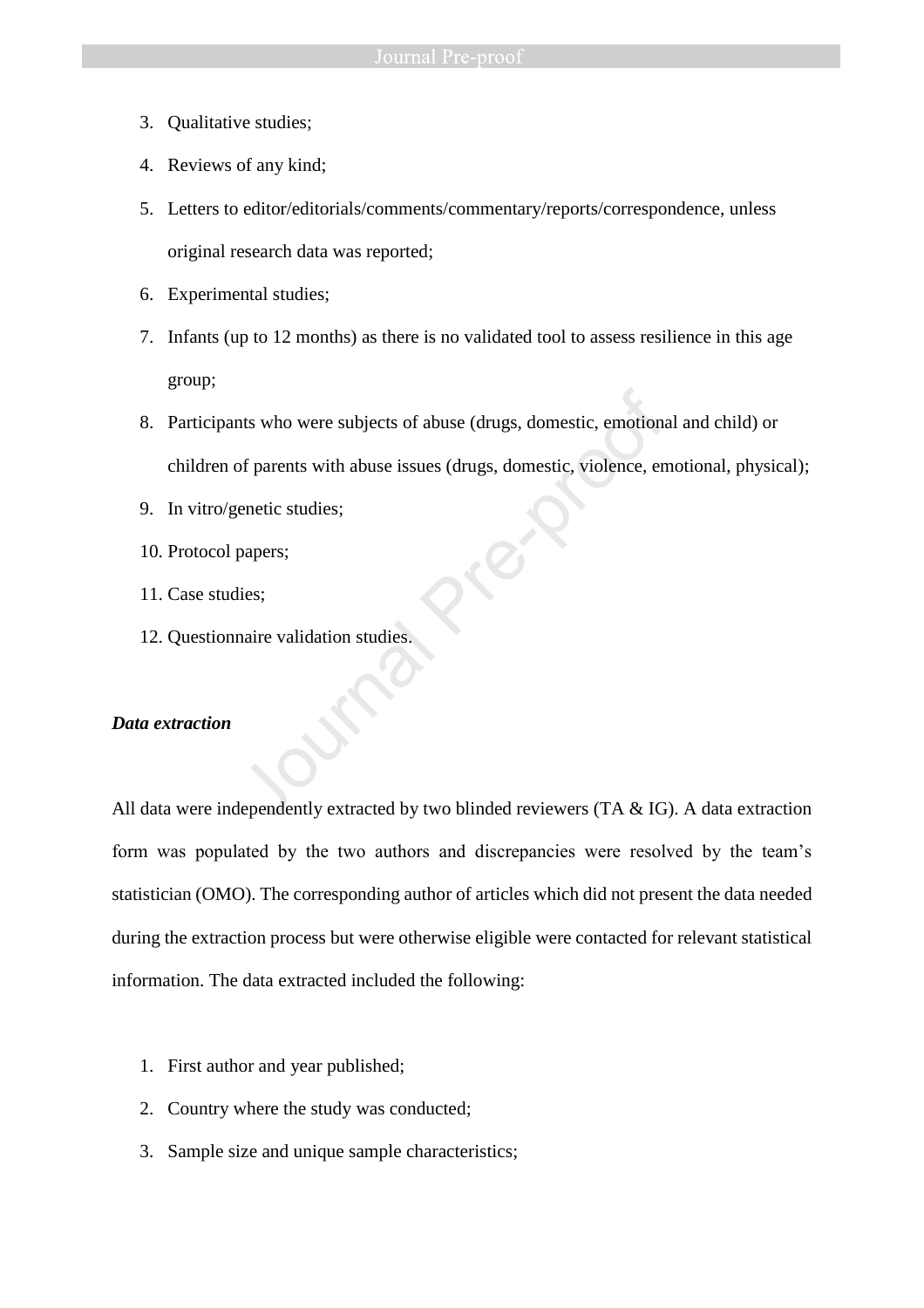3. Qualitative studies;
4. Reviews of any kind;
5. Letters to editor/editorials/comments/commentary/reports/correspondence, unless original research data was reported;
6. Experimental studies;
7. Infants (up to 12 months) as there is no validated tool to assess resilience in this age group;
8. Participants who were subjects of abuse (drugs, domestic, emotional and child) or children of parents with abuse issues (drugs, domestic, violence, emotional, physical);
9. In vitro/genetic studies;
10. Protocol papers;
11. Case studies;
12. Questionnaire validation studies.

***Data extraction***

All data were independently extracted by two blinded reviewers (TA & IG). A data extraction form was populated by the two authors and discrepancies were resolved by the team's statistician (OMO). The corresponding author of articles which did not present the data needed during the extraction process but were otherwise eligible were contacted for relevant statistical information. The data extracted included the following:

1. First author and year published;
2. Country where the study was conducted;
3. Sample size and unique sample characteristics;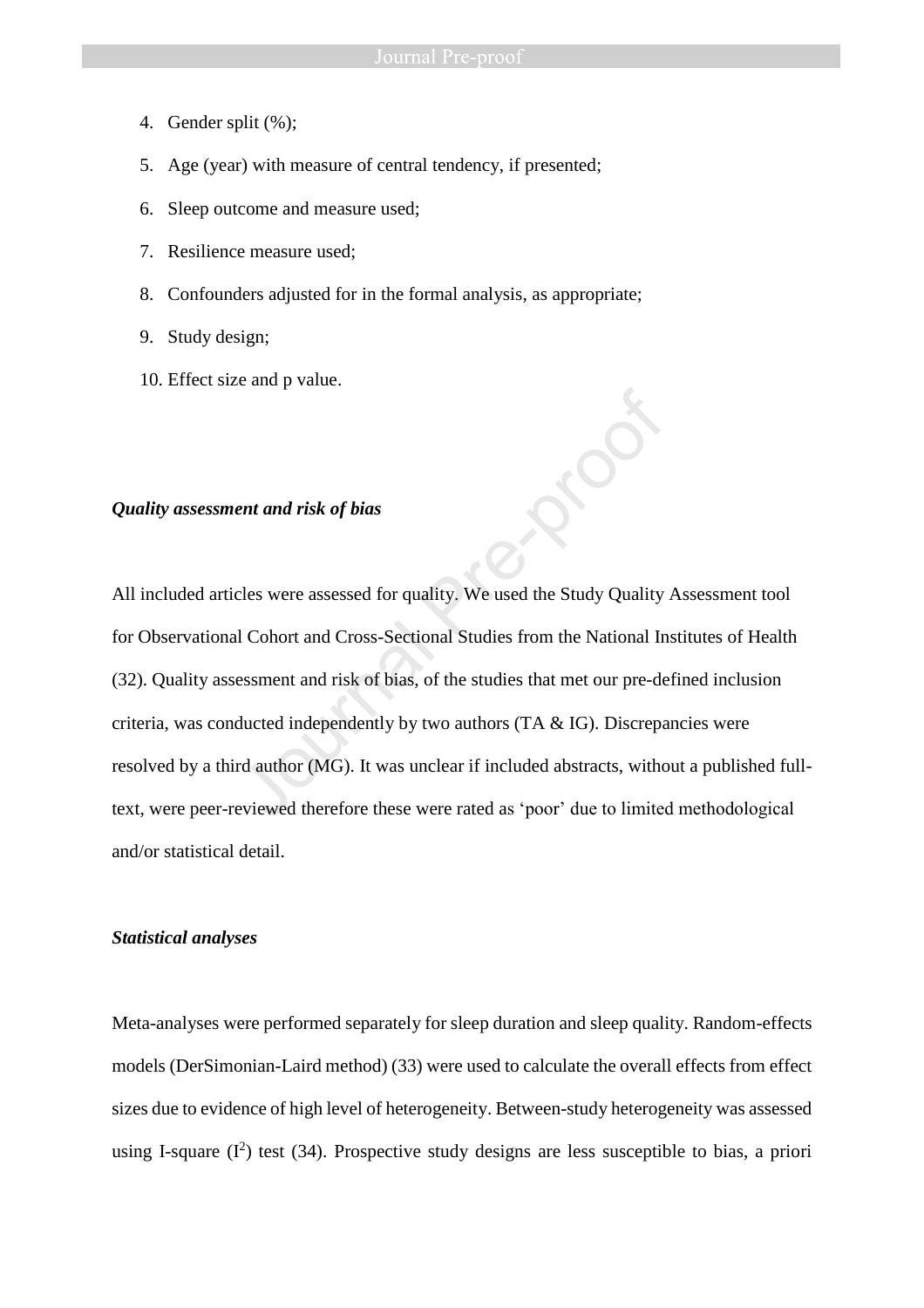4. Gender split (%);
5. Age (year) with measure of central tendency, if presented;
6. Sleep outcome and measure used;
7. Resilience measure used;
8. Confounders adjusted for in the formal analysis, as appropriate;
9. Study design;
10. Effect size and p value.

***Quality assessment and risk of bias***

All included articles were assessed for quality. We used the Study Quality Assessment tool for Observational Cohort and Cross-Sectional Studies from the National Institutes of Health (32). Quality assessment and risk of bias, of the studies that met our pre-defined inclusion criteria, was conducted independently by two authors (TA & IG). Discrepancies were resolved by a third author (MG). It was unclear if included abstracts, without a published full-text, were peer-reviewed therefore these were rated as 'poor' due to limited methodological and/or statistical detail.

***Statistical analyses***

Meta-analyses were performed separately for sleep duration and sleep quality. Random-effects models (DerSimonian-Laird method) (33) were used to calculate the overall effects from effect sizes due to evidence of high level of heterogeneity. Between-study heterogeneity was assessed using I-square ($I^2$) test (34). Prospective study designs are less susceptible to bias, a priori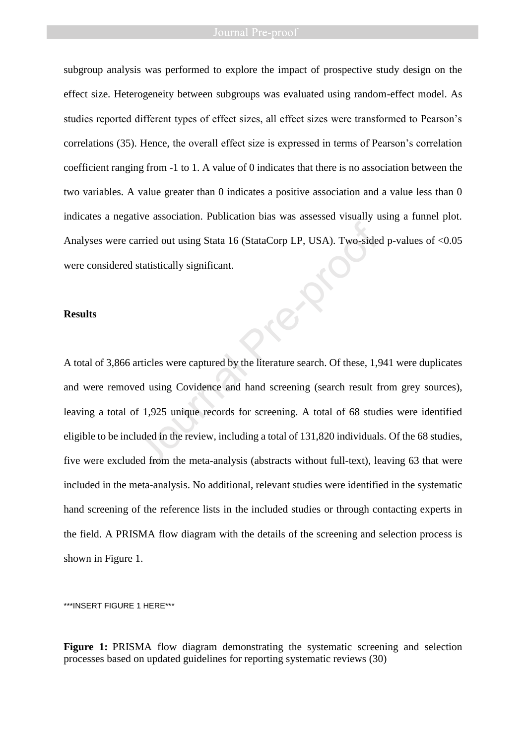subgroup analysis was performed to explore the impact of prospective study design on the effect size. Heterogeneity between subgroups was evaluated using random-effect model. As studies reported different types of effect sizes, all effect sizes were transformed to Pearson's correlations (35). Hence, the overall effect size is expressed in terms of Pearson's correlation coefficient ranging from -1 to 1. A value of 0 indicates that there is no association between the two variables. A value greater than 0 indicates a positive association and a value less than 0 indicates a negative association. Publication bias was assessed visually using a funnel plot. Analyses were carried out using Stata 16 (StataCorp LP, USA). Two-sided p-values of <0.05 were considered statistically significant.

## Results

A total of 3,866 articles were captured by the literature search. Of these, 1,941 were duplicates and were removed using Covidence and hand screening (search result from grey sources), leaving a total of 1,925 unique records for screening. A total of 68 studies were identified eligible to be included in the review, including a total of 131,820 individuals. Of the 68 studies, five were excluded from the meta-analysis (abstracts without full-text), leaving 63 that were included in the meta-analysis. No additional, relevant studies were identified in the systematic hand screening of the reference lists in the included studies or through contacting experts in the field. A PRISMA flow diagram with the details of the screening and selection process is shown in Figure 1.

***INSERT FIGURE 1 HERE***

**Figure 1:** PRISMA flow diagram demonstrating the systematic screening and selection processes based on updated guidelines for reporting systematic reviews (30)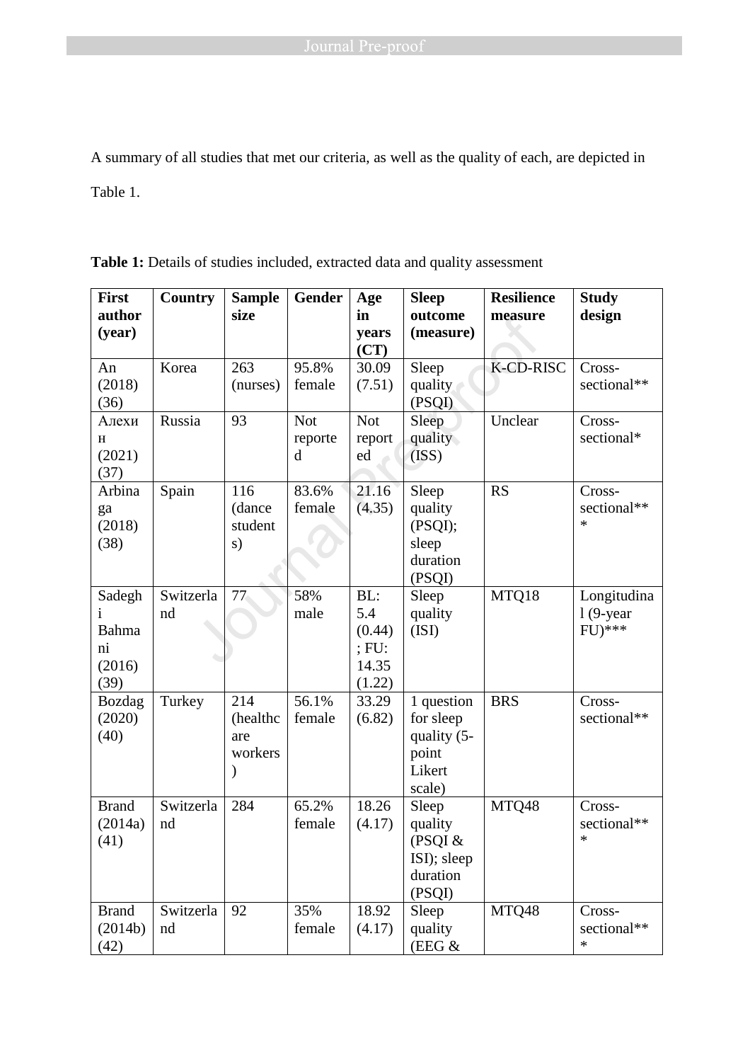A summary of all studies that met our criteria, as well as the quality of each, are depicted in Table 1.

**Table 1:** Details of studies included, extracted data and quality assessment

| First author (year) | Country | Sample size | Gender | Age in years (CT) | Sleep outcome (measure) | Resilience measure | Study design |
|---|---|---|---|---|---|---|---|
| An (2018) (36) | Korea | 263 (nurses) | 95.8% female | 30.09 (7.51) | Sleep quality (PSQI) | K-CD-RISC | Cross-sectional** |
| Алехин (2021) (37) | Russia | 93 | Not reported | Not reported | Sleep quality (ISS) | Unclear | Cross-sectional* |
| Arbinaga (2018) (38) | Spain | 116 (dance students) | 83.6% female | 21.16 (4.35) | Sleep quality (PSQI); sleep duration (PSQI) | RS | Cross-sectional*** |
| Sadeghi Bahmani (2016) (39) | Switzerland | 77 | 58% male | BL: 5.4 (0.44); FU: 14.35 (1.22) | Sleep quality (ISI) | MTQ18 | Longitudinal (9-year FU)*** |
| Bozdag (2020) (40) | Turkey | 214 (healthcare workers) | 56.1% female | 33.29 (6.82) | 1 question for sleep quality (5-point Likert scale) | BRS | Cross-sectional** |
| Brand (2014a) (41) | Switzerland | 284 | 65.2% female | 18.26 (4.17) | Sleep quality (PSQI & ISI); sleep duration (PSQI) | MTQ48 | Cross-sectional*** |
| Brand (2014b) (42) | Switzerland | 92 | 35% female | 18.92 (4.17) | Sleep quality (EEG & | MTQ48 | Cross-sectional*** |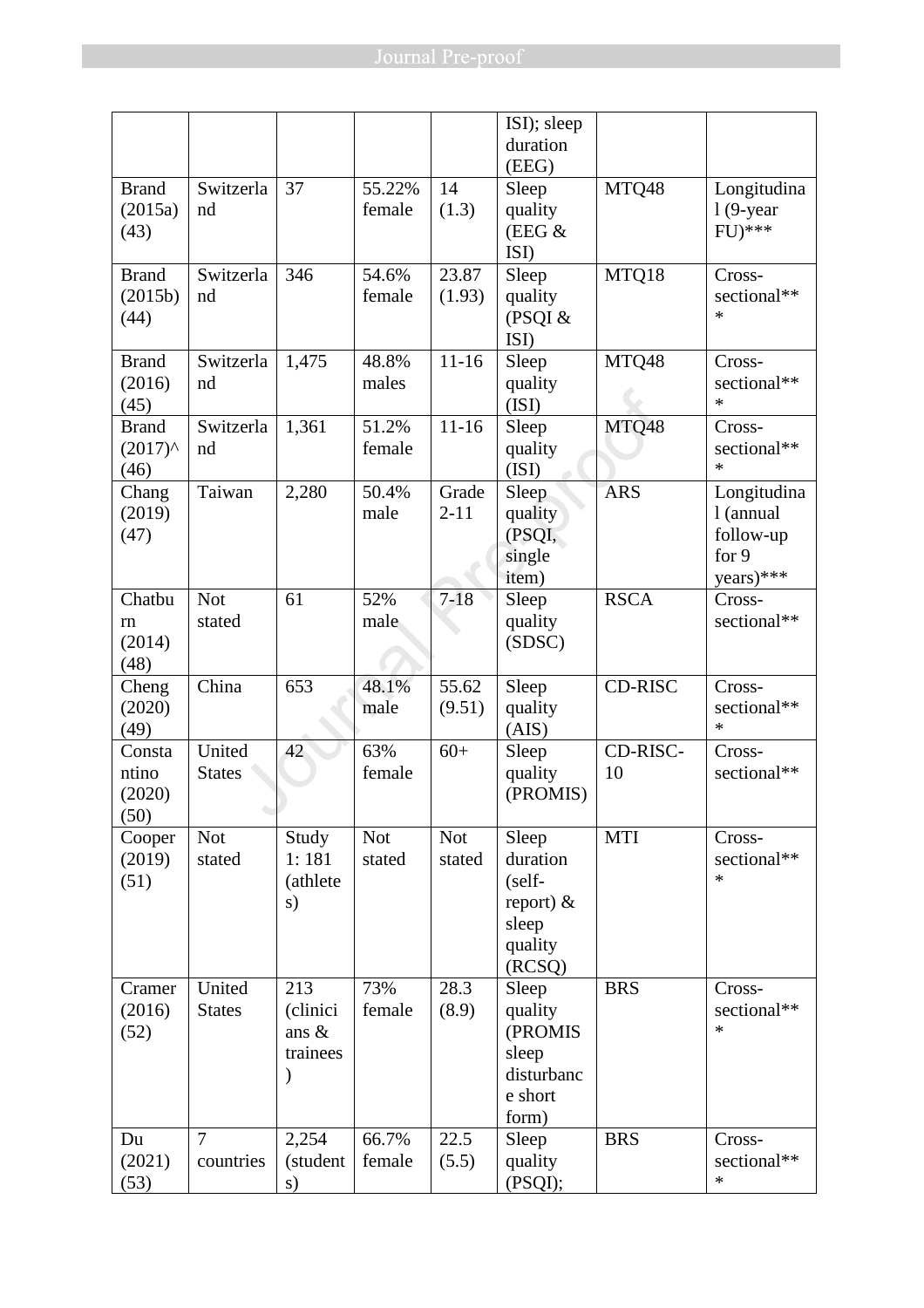| | | | | | ISI); sleep duration (EEG) | | |
|---|---|---|---|---|---|---|---|
| Brand (2015a) (43) | Switzerland | 37 | 55.22% female | 14 (1.3) | Sleep quality (EEG & ISI) | MTQ48 | Longitudinal (9-year FU)*** |
| Brand (2015b) (44) | Switzerland | 346 | 54.6% female | 23.87 (1.93) | Sleep quality (PSQI & ISI) | MTQ18 | Cross-sectional*** |
| Brand (2016) (45) | Switzerland | 1,475 | 48.8% males | 11-16 | Sleep quality (ISI) | MTQ48 | Cross-sectional*** |
| Brand (2017)^ (46) | Switzerland | 1,361 | 51.2% female | 11-16 | Sleep quality (ISI) | MTQ48 | Cross-sectional*** |
| Chang (2019) (47) | Taiwan | 2,280 | 50.4% male | Grade 2-11 | Sleep quality (PSQI, single item) | ARS | Longitudinal (annual follow-up for 9 years)*** |
| Chatburn (2014) (48) | Not stated | 61 | 52% male | 7-18 | Sleep quality (SDSC) | RSCA | Cross-sectional** |
| Cheng (2020) (49) | China | 653 | 48.1% male | 55.62 (9.51) | Sleep quality (AIS) | CD-RISC | Cross-sectional*** |
| Constantino (2020) (50) | United States | 42 | 63% female | 60+ | Sleep quality (PROMIS) | CD-RISC-10 | Cross-sectional** |
| Cooper (2019) (51) | Not stated | Study 1: 181 (athletes) | Not stated | Not stated | Sleep duration (self-report) & sleep quality (RCSQ) | MTI | Cross-sectional*** |
| Cramer (2016) (52) | United States | 213 (clinicians & trainees) | 73% female | 28.3 (8.9) | Sleep quality (PROMIS sleep disturbance short form) | BRS | Cross-sectional*** |
| Du (2021) (53) | 7 countries | 2,254 (students) | 66.7% female | 22.5 (5.5) | Sleep quality (PSQI); | BRS | Cross-sectional*** |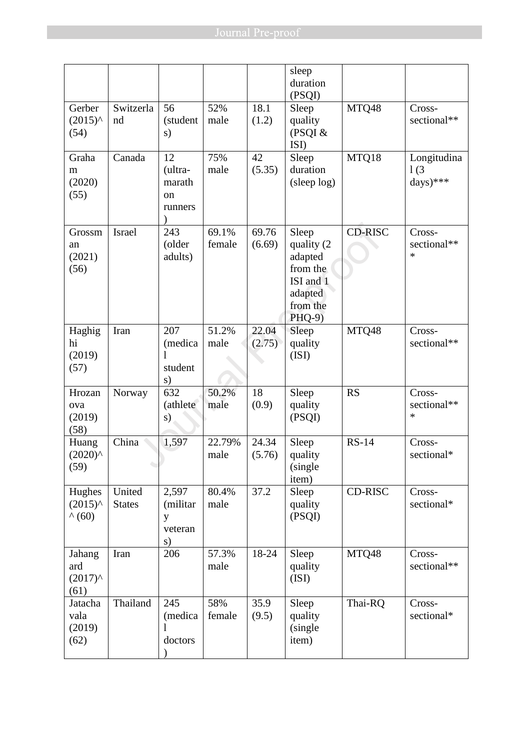| | | | | | sleep duration (PSQI) | | |
|---|---|---|---|---|---|---|---|
| Gerber (2015)^ (54) | Switzerland | 56 (students) | 52% male | 18.1 (1.2) | Sleep quality (PSQI & ISI) | MTQ48 | Cross-sectional** |
| Graham (2020) (55) | Canada | 12 (ultra-marathon runners) | 75% male | 42 (5.35) | Sleep duration (sleep log) | MTQ18 | Longitudinal (3 days)*** |
| Grossman (2021) (56) | Israel | 243 (older adults) | 69.1% female | 69.76 (6.69) | Sleep quality (2 adapted from the ISI and 1 adapted from the PHQ-9) | CD-RISC | Cross-sectional*** |
| Haghighi (2019) (57) | Iran | 207 (medical students) | 51.2% male | 22.04 (2.75) | Sleep quality (ISI) | MTQ48 | Cross-sectional** |
| Hrozanova (2019) (58) | Norway | 632 (athletes) | 50.2% male | 18 (0.9) | Sleep quality (PSQI) | RS | Cross-sectional*** |
| Huang (2020)^ (59) | China | 1,597 | 22.79% male | 24.34 (5.76) | Sleep quality (single item) | RS-14 | Cross-sectional* |
| Hughes (2015)^^ (60) | United States | 2,597 (military veterans) | 80.4% male | 37.2 | Sleep quality (PSQI) | CD-RISC | Cross-sectional* |
| Jahangard (2017)^ (61) | Iran | 206 | 57.3% male | 18-24 | Sleep quality (ISI) | MTQ48 | Cross-sectional** |
| Jatachavala (2019) (62) | Thailand | 245 (medical doctors) | 58% female | 35.9 (9.5) | Sleep quality (single item) | Thai-RQ | Cross-sectional* |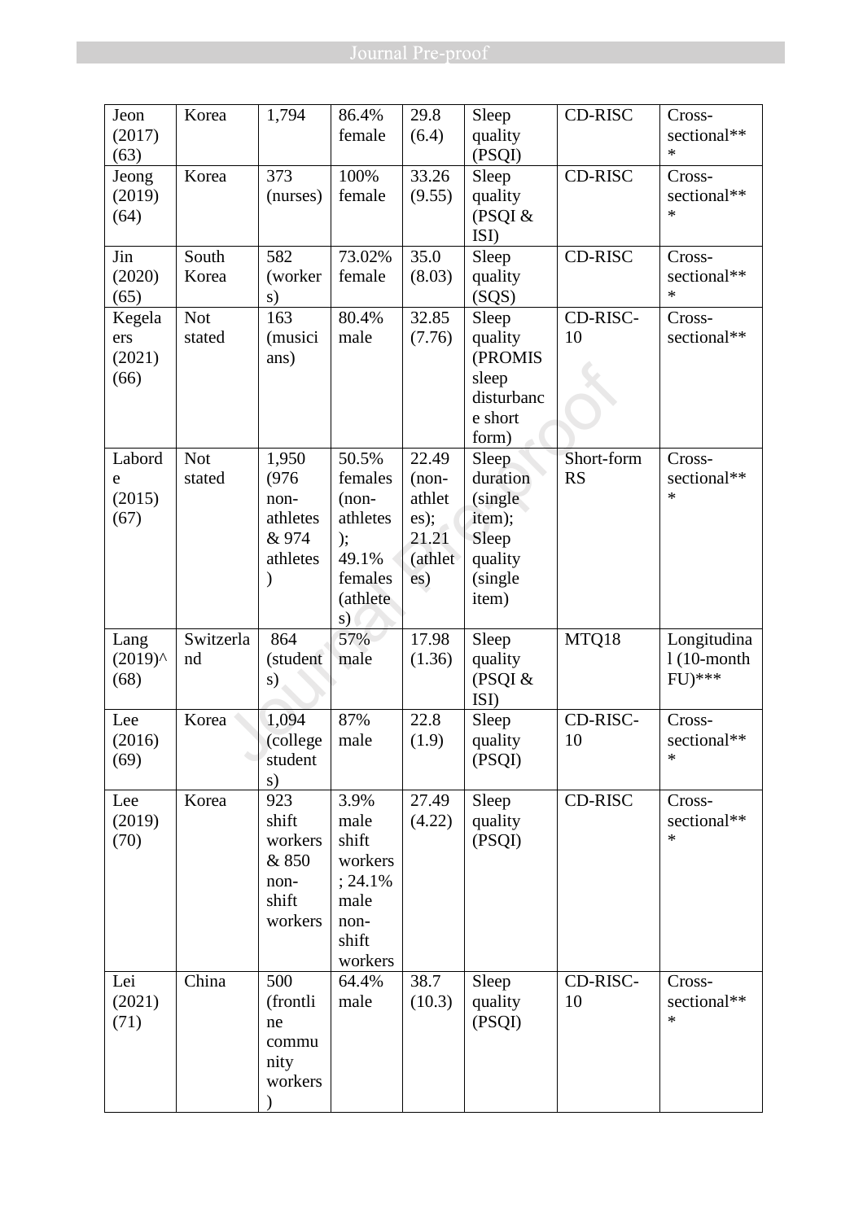| Jeon (2017) (63) | Korea | 1,794 | 86.4% female | 29.8 (6.4) | Sleep quality (PSQI) | CD-RISC | Cross-sectional*** |
|---|---|---|---|---|---|---|---|
| Jeong (2019) (64) | Korea | 373 (nurses) | 100% female | 33.26 (9.55) | Sleep quality (PSQI & ISI) | CD-RISC | Cross-sectional*** |
| Jin (2020) (65) | South Korea | 582 (workers) | 73.02% female | 35.0 (8.03) | Sleep quality (SQS) | CD-RISC | Cross-sectional*** |
| Kegelaers (2021) (66) | Not stated | 163 (musicians) | 80.4% male | 32.85 (7.76) | Sleep quality (PROMIS sleep disturbance short form) | CD-RISC-10 | Cross-sectional** |
| Laborde (2015) (67) | Not stated | 1,950 (976 non-athletes & 974 athletes) | 50.5% females (non-athletes); 49.1% females (athletes) | 22.49 (non-athletes); 21.21 (athletes) | Sleep duration (single item); Sleep quality (single item) | Short-form RS | Cross-sectional*** |
| Lang (2019)^ (68) | Switzerland | 864 (students) | 57% male | 17.98 (1.36) | Sleep quality (PSQI & ISI) | MTQ18 | Longitudinal (10-month FU)*** |
| Lee (2016) (69) | Korea | 1,094 (college students) | 87% male | 22.8 (1.9) | Sleep quality (PSQI) | CD-RISC-10 | Cross-sectional*** |
| Lee (2019) (70) | Korea | 923 shift workers & 850 non-shift workers | 3.9% male shift workers; 24.1% male non-shift workers | 27.49 (4.22) | Sleep quality (PSQI) | CD-RISC | Cross-sectional*** |
| Lei (2021) (71) | China | 500 (frontline community workers) | 64.4% male | 38.7 (10.3) | Sleep quality (PSQI) | CD-RISC-10 | Cross-sectional*** |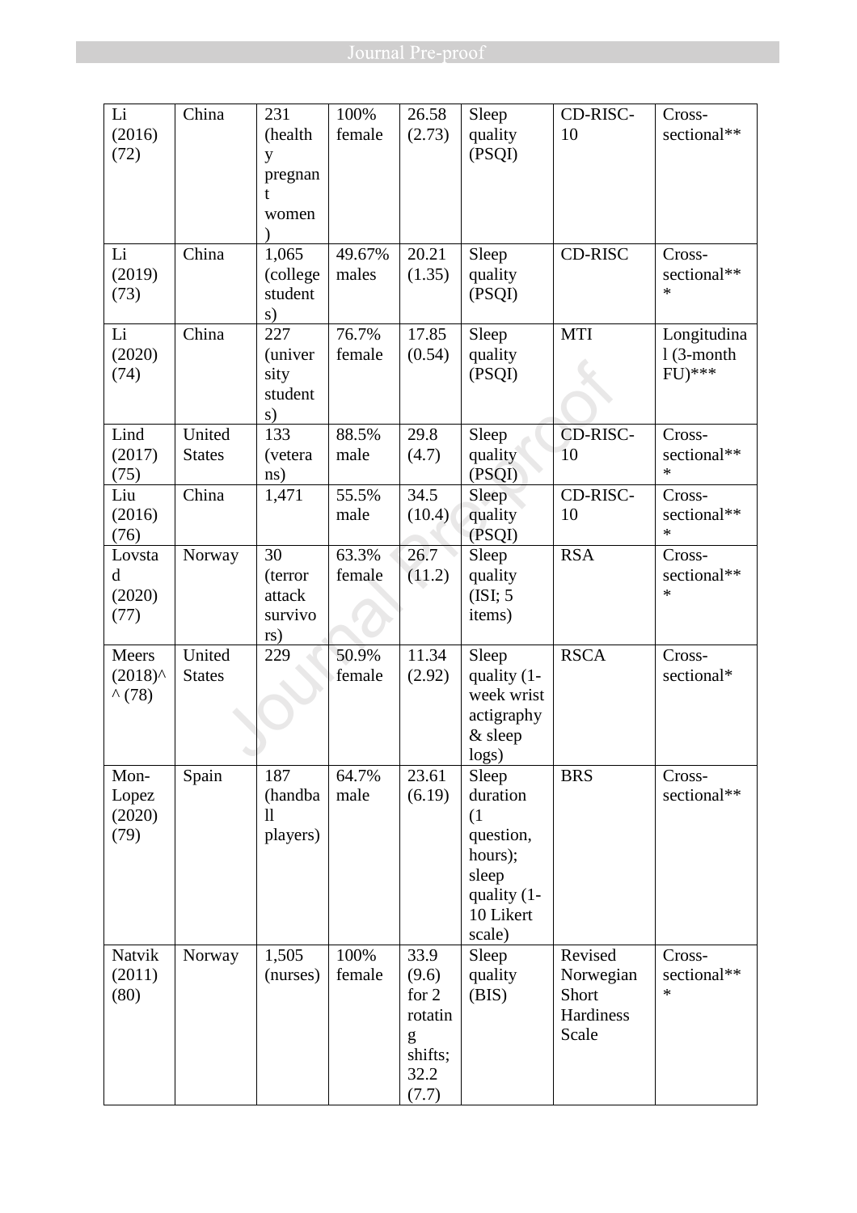| Li (2016) (72) | China | 231 (healthy pregnant women) | 100% female | 26.58 (2.73) | Sleep quality (PSQI) | CD-RISC-10 | Cross-sectional** |
|---|---|---|---|---|---|---|---|
| Li (2019) (73) | China | 1,065 (college students) | 49.67% males | 20.21 (1.35) | Sleep quality (PSQI) | CD-RISC | Cross-sectional*** |
| Li (2020) (74) | China | 227 (university students) | 76.7% female | 17.85 (0.54) | Sleep quality (PSQI) | MTI | Longitudinal (3-month FU)*** |
| Lind (2017) (75) | United States | 133 (veterans) | 88.5% male | 29.8 (4.7) | Sleep quality (PSQI) | CD-RISC-10 | Cross-sectional*** |
| Liu (2016) (76) | China | 1,471 | 55.5% male | 34.5 (10.4) | Sleep quality (PSQI) | CD-RISC-10 | Cross-sectional*** |
| Lovstad (2020) (77) | Norway | 30 (terror attack survivors) | 63.3% female | 26.7 (11.2) | Sleep quality (ISI; 5 items) | RSA | Cross-sectional*** |
| Meers (2018)^^ (78) | United States | 229 | 50.9% female | 11.34 (2.92) | Sleep quality (1-week wrist actigraphy & sleep logs) | RSCA | Cross-sectional* |
| Mon-Lopez (2020) (79) | Spain | 187 (handball players) | 64.7% male | 23.61 (6.19) | Sleep duration (1 question, hours); sleep quality (1-10 Likert scale) | BRS | Cross-sectional** |
| Natvik (2011) (80) | Norway | 1,505 (nurses) | 100% female | 33.9 (9.6) for 2 rotating shifts; 32.2 (7.7) | Sleep quality (BIS) | Revised Norwegian Short Hardiness Scale | Cross-sectional*** |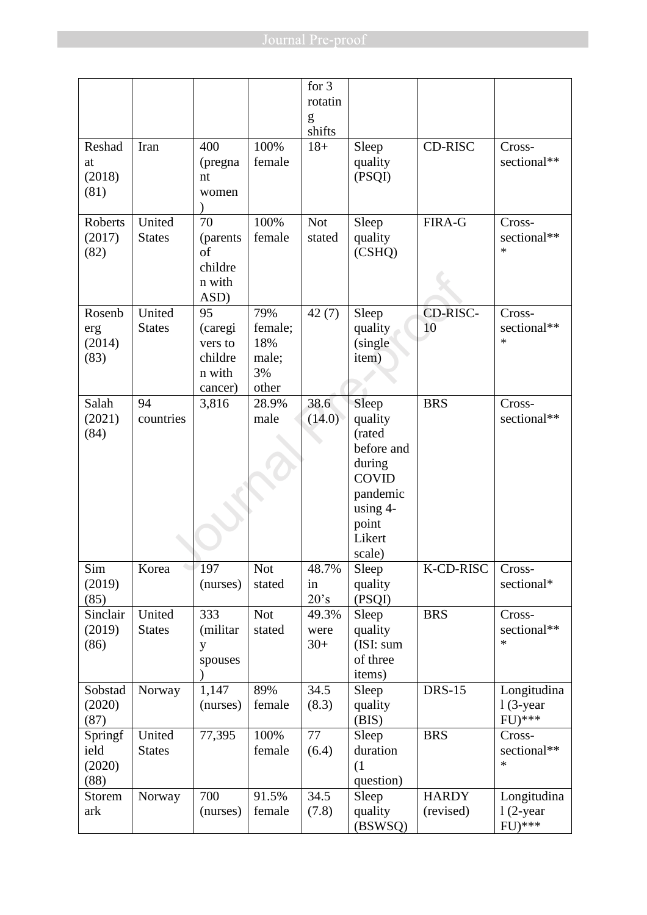| | | | | for 3 rotating shifts | | | |
|---|---|---|---|---|---|---|---|
| Reshadat (2018) (81) | Iran | 400 (pregnant women) | 100% female | 18+ | Sleep quality (PSQI) | CD-RISC | Cross-sectional** |
| Roberts (2017) (82) | United States | 70 (parents of children with ASD) | 100% female | Not stated | Sleep quality (CSHQ) | FIRA-G | Cross-sectional*** |
| Rosenberg (2014) (83) | United States | 95 (caregivers to children with cancer) | 79% female; 18% male; 3% other | 42 (7) | Sleep quality (single item) | CD-RISC-10 | Cross-sectional*** |
| Salah (2021) (84) | 94 countries | 3,816 | 28.9% male | 38.6 (14.0) | Sleep quality (rated before and during COVID pandemic using 4-point Likert scale) | BRS | Cross-sectional** |
| Sim (2019) (85) | Korea | 197 (nurses) | Not stated | 48.7% in 20's | Sleep quality (PSQI) | K-CD-RISC | Cross-sectional* |
| Sinclair (2019) (86) | United States | 333 (military spouses) | Not stated | 49.3% were 30+ | Sleep quality (ISI: sum of three items) | BRS | Cross-sectional*** |
| Sobstad (2020) (87) | Norway | 1,147 (nurses) | 89% female | 34.5 (8.3) | Sleep quality (BIS) | DRS-15 | Longitudinal (3-year FU)*** |
| Springfield (2020) (88) | United States | 77,395 | 100% female | 77 (6.4) | Sleep duration (1 question) | BRS | Cross-sectional*** |
| Storemark | Norway | 700 (nurses) | 91.5% female | 34.5 (7.8) | Sleep quality (BSWSQ) | HARDY (revised) | Longitudinal (2-year FU)*** |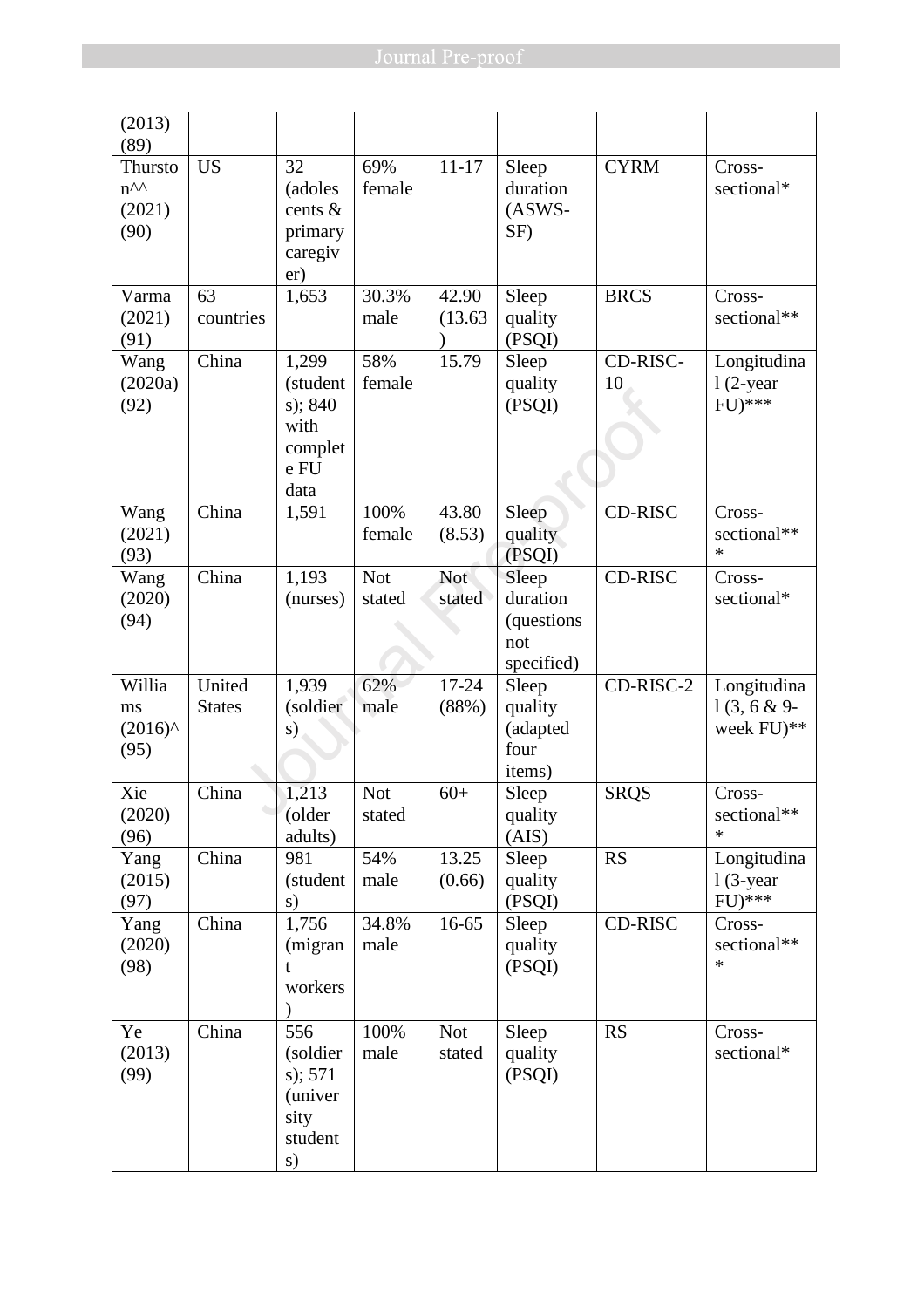| | | | | | | | |
|---|---|---|---|---|---|---|---|
| (2013) (89) | | | | | | | |
| Thurston^^ (2021) (90) | US | 32 (adolescents & primary caregiver) | 69% female | 11-17 | Sleep duration (ASWS-SF) | CYRM | Cross-sectional* |
| Varma (2021) (91) | 63 countries | 1,653 | 30.3% male | 42.90 (13.63) | Sleep quality (PSQI) | BRCS | Cross-sectional** |
| Wang (2020a) (92) | China | 1,299 (students); 840 with complete FU data | 58% female | 15.79 | Sleep quality (PSQI) | CD-RISC-10 | Longitudinal (2-year FU)*** |
| Wang (2021) (93) | China | 1,591 | 100% female | 43.80 (8.53) | Sleep quality (PSQI) | CD-RISC | Cross-sectional*** |
| Wang (2020) (94) | China | 1,193 (nurses) | Not stated | Not stated | Sleep duration (questions not specified) | CD-RISC | Cross-sectional* |
| Williams (2016)^ (95) | United States | 1,939 (soldiers) | 62% male | 17-24 (88%) | Sleep quality (adapted four items) | CD-RISC-2 | Longitudinal (3, 6 & 9-week FU)** |
| Xie (2020) (96) | China | 1,213 (older adults) | Not stated | 60+ | Sleep quality (AIS) | SRQS | Cross-sectional*** |
| Yang (2015) (97) | China | 981 (students) | 54% male | 13.25 (0.66) | Sleep quality (PSQI) | RS | Longitudinal (3-year FU)*** |
| Yang (2020) (98) | China | 1,756 (migrant workers) | 34.8% male | 16-65 | Sleep quality (PSQI) | CD-RISC | Cross-sectional*** |
| Ye (2013) (99) | China | 556 (soldiers); 571 (university students) | 100% male | Not stated | Sleep quality (PSQI) | RS | Cross-sectional* |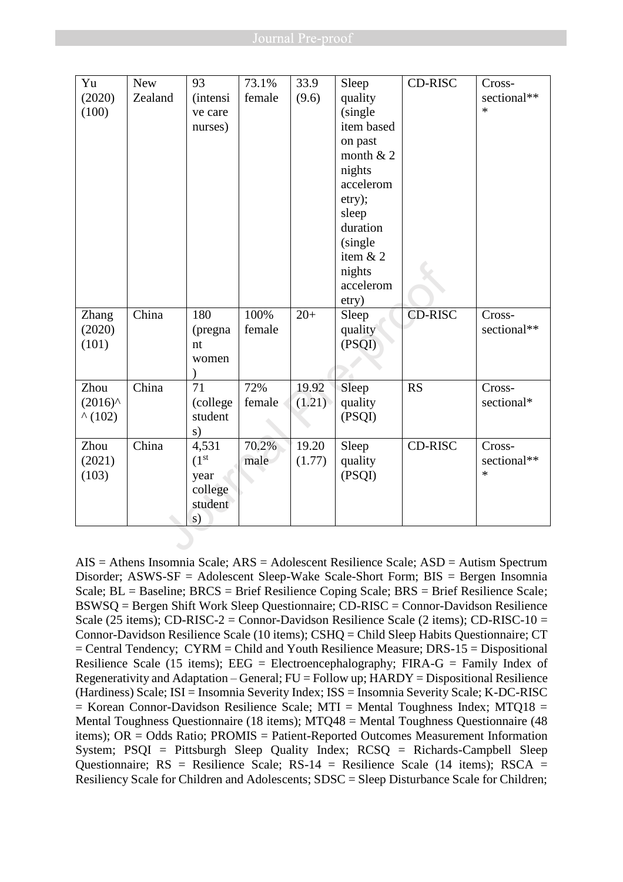| | | | | | | | |
|---|---|---|---|---|---|---|---|
| Yu (2020) (100) | New Zealand | 93 (intensive care nurses) | 73.1% female | 33.9 (9.6) | Sleep quality (single item based on past month & 2 nights accelerometry); sleep duration (single item & 2 nights accelerometry) | CD-RISC | Cross-sectional*** |
| Zhang (2020) (101) | China | 180 (pregnant women) | 100% female | 20+ | Sleep quality (PSQI) | CD-RISC | Cross-sectional** |
| Zhou (2016)^^ (102) | China | 71 (college students) | 72% female | 19.92 (1.21) | Sleep quality (PSQI) | RS | Cross-sectional* |
| Zhou (2021) (103) | China | 4,531 (1st year college students) | 70.2% male | 19.20 (1.77) | Sleep quality (PSQI) | CD-RISC | Cross-sectional*** |

AIS = Athens Insomnia Scale; ARS = Adolescent Resilience Scale; ASD = Autism Spectrum Disorder; ASWS-SF = Adolescent Sleep-Wake Scale-Short Form; BIS = Bergen Insomnia Scale; BL = Baseline; BRCS = Brief Resilience Coping Scale; BRS = Brief Resilience Scale; BSWSQ = Bergen Shift Work Sleep Questionnaire; CD-RISC = Connor-Davidson Resilience Scale (25 items); CD-RISC-2 = Connor-Davidson Resilience Scale (2 items); CD-RISC-10 = Connor-Davidson Resilience Scale (10 items); CSHQ = Child Sleep Habits Questionnaire; CT = Central Tendency; CYRM = Child and Youth Resilience Measure; DRS-15 = Dispositional Resilience Scale (15 items); EEG = Electroencephalography; FIRA-G = Family Index of Regenerativity and Adaptation – General; FU = Follow up; HARDY = Dispositional Resilience (Hardiness) Scale; ISI = Insomnia Severity Index; ISS = Insomnia Severity Scale; K-DC-RISC = Korean Connor-Davidson Resilience Scale; MTI = Mental Toughness Index; MTQ18 = Mental Toughness Questionnaire (18 items); MTQ48 = Mental Toughness Questionnaire (48 items); OR = Odds Ratio; PROMIS = Patient-Reported Outcomes Measurement Information System; PSQI = Pittsburgh Sleep Quality Index; RCSQ = Richards-Campbell Sleep Questionnaire; RS = Resilience Scale; RS-14 = Resilience Scale (14 items); RSCA = Resiliency Scale for Children and Adolescents; SDSC = Sleep Disturbance Scale for Children;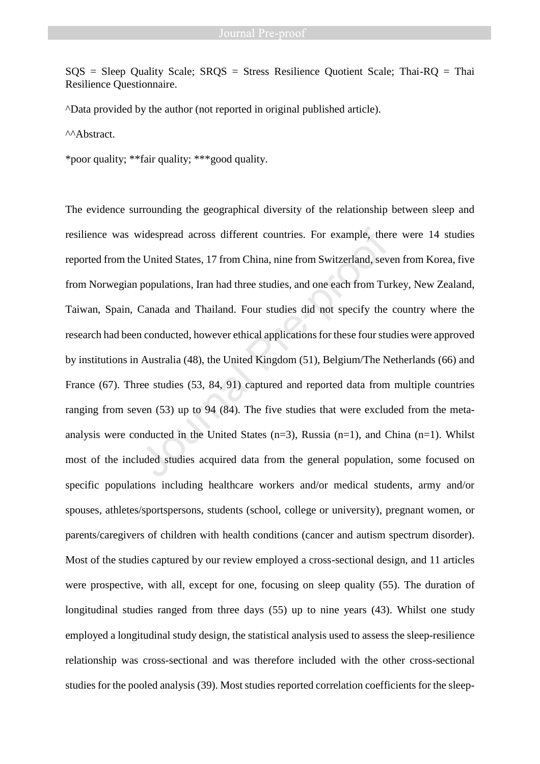SQS = Sleep Quality Scale; SRQS = Stress Resilience Quotient Scale; Thai-RQ = Thai Resilience Questionnaire.

^Data provided by the author (not reported in original published article).

^^Abstract.

*poor quality; **fair quality; ***good quality.

The evidence surrounding the geographical diversity of the relationship between sleep and resilience was widespread across different countries. For example, there were 14 studies reported from the United States, 17 from China, nine from Switzerland, seven from Korea, five from Norwegian populations, Iran had three studies, and one each from Turkey, New Zealand, Taiwan, Spain, Canada and Thailand. Four studies did not specify the country where the research had been conducted, however ethical applications for these four studies were approved by institutions in Australia (48), the United Kingdom (51), Belgium/The Netherlands (66) and France (67). Three studies (53, 84, 91) captured and reported data from multiple countries ranging from seven (53) up to 94 (84). The five studies that were excluded from the meta-analysis were conducted in the United States (n=3), Russia (n=1), and China (n=1). Whilst most of the included studies acquired data from the general population, some focused on specific populations including healthcare workers and/or medical students, army and/or spouses, athletes/sportspersons, students (school, college or university), pregnant women, or parents/caregivers of children with health conditions (cancer and autism spectrum disorder). Most of the studies captured by our review employed a cross-sectional design, and 11 articles were prospective, with all, except for one, focusing on sleep quality (55). The duration of longitudinal studies ranged from three days (55) up to nine years (43). Whilst one study employed a longitudinal study design, the statistical analysis used to assess the sleep-resilience relationship was cross-sectional and was therefore included with the other cross-sectional studies for the pooled analysis (39). Most studies reported correlation coefficients for the sleep-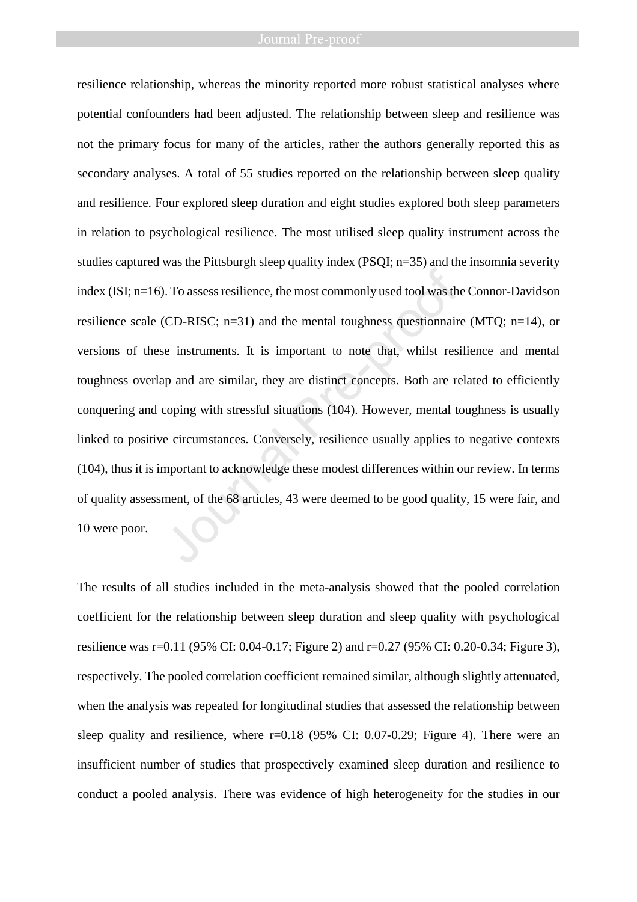resilience relationship, whereas the minority reported more robust statistical analyses where potential confounders had been adjusted. The relationship between sleep and resilience was not the primary focus for many of the articles, rather the authors generally reported this as secondary analyses. A total of 55 studies reported on the relationship between sleep quality and resilience. Four explored sleep duration and eight studies explored both sleep parameters in relation to psychological resilience. The most utilised sleep quality instrument across the studies captured was the Pittsburgh sleep quality index (PSQI; n=35) and the insomnia severity index (ISI; n=16). To assess resilience, the most commonly used tool was the Connor-Davidson resilience scale (CD-RISC; n=31) and the mental toughness questionnaire (MTQ; n=14), or versions of these instruments. It is important to note that, whilst resilience and mental toughness overlap and are similar, they are distinct concepts. Both are related to efficiently conquering and coping with stressful situations (104). However, mental toughness is usually linked to positive circumstances. Conversely, resilience usually applies to negative contexts (104), thus it is important to acknowledge these modest differences within our review. In terms of quality assessment, of the 68 articles, 43 were deemed to be good quality, 15 were fair, and 10 were poor.

The results of all studies included in the meta-analysis showed that the pooled correlation coefficient for the relationship between sleep duration and sleep quality with psychological resilience was r=0.11 (95% CI: 0.04-0.17; Figure 2) and r=0.27 (95% CI: 0.20-0.34; Figure 3), respectively. The pooled correlation coefficient remained similar, although slightly attenuated, when the analysis was repeated for longitudinal studies that assessed the relationship between sleep quality and resilience, where r=0.18 (95% CI: 0.07-0.29; Figure 4). There were an insufficient number of studies that prospectively examined sleep duration and resilience to conduct a pooled analysis. There was evidence of high heterogeneity for the studies in our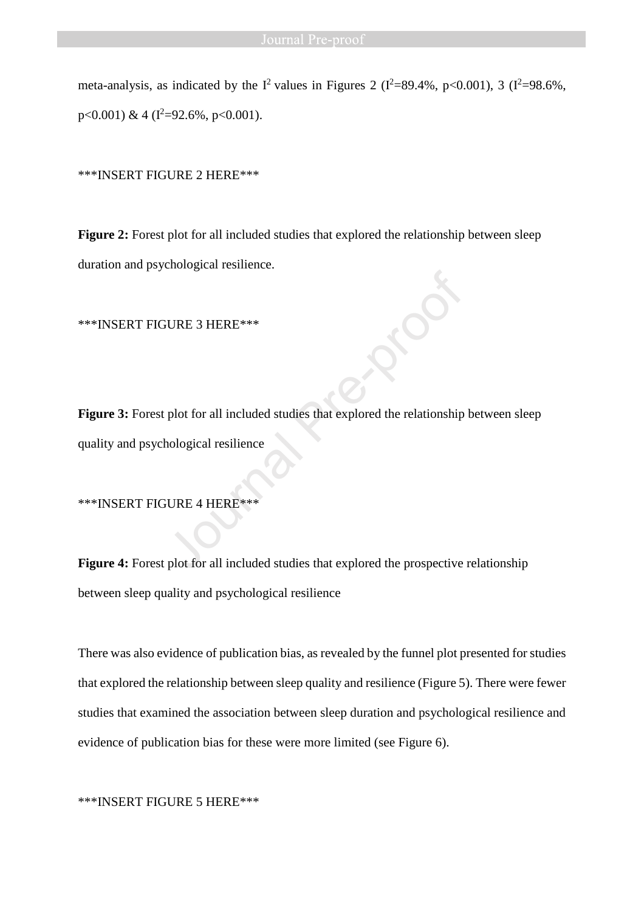meta-analysis, as indicated by the $I^2$ values in Figures 2 ($I^2$=89.4%, p<0.001), 3 ($I^2$=98.6%, p<0.001) & 4 ($I^2$=92.6%, p<0.001).

***INSERT FIGURE 2 HERE***

**Figure 2:** Forest plot for all included studies that explored the relationship between sleep duration and psychological resilience.

***INSERT FIGURE 3 HERE***

**Figure 3:** Forest plot for all included studies that explored the relationship between sleep quality and psychological resilience

***INSERT FIGURE 4 HERE***

**Figure 4:** Forest plot for all included studies that explored the prospective relationship between sleep quality and psychological resilience

There was also evidence of publication bias, as revealed by the funnel plot presented for studies that explored the relationship between sleep quality and resilience (Figure 5). There were fewer studies that examined the association between sleep duration and psychological resilience and evidence of publication bias for these were more limited (see Figure 6).

***INSERT FIGURE 5 HERE***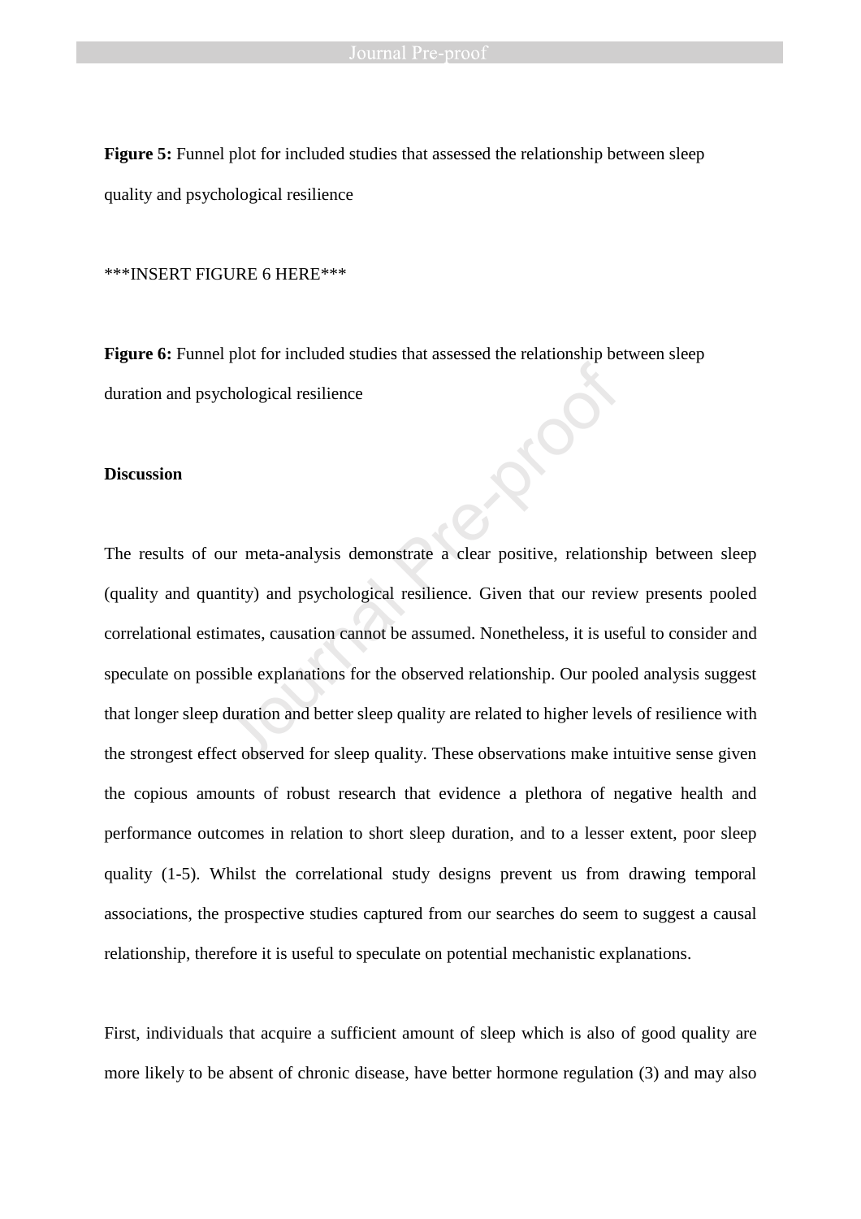**Figure 5:** Funnel plot for included studies that assessed the relationship between sleep quality and psychological resilience

***INSERT FIGURE 6 HERE***

**Figure 6:** Funnel plot for included studies that assessed the relationship between sleep duration and psychological resilience

**Discussion**

The results of our meta-analysis demonstrate a clear positive, relationship between sleep (quality and quantity) and psychological resilience. Given that our review presents pooled correlational estimates, causation cannot be assumed. Nonetheless, it is useful to consider and speculate on possible explanations for the observed relationship. Our pooled analysis suggest that longer sleep duration and better sleep quality are related to higher levels of resilience with the strongest effect observed for sleep quality. These observations make intuitive sense given the copious amounts of robust research that evidence a plethora of negative health and performance outcomes in relation to short sleep duration, and to a lesser extent, poor sleep quality (1-5). Whilst the correlational study designs prevent us from drawing temporal associations, the prospective studies captured from our searches do seem to suggest a causal relationship, therefore it is useful to speculate on potential mechanistic explanations.

First, individuals that acquire a sufficient amount of sleep which is also of good quality are more likely to be absent of chronic disease, have better hormone regulation (3) and may also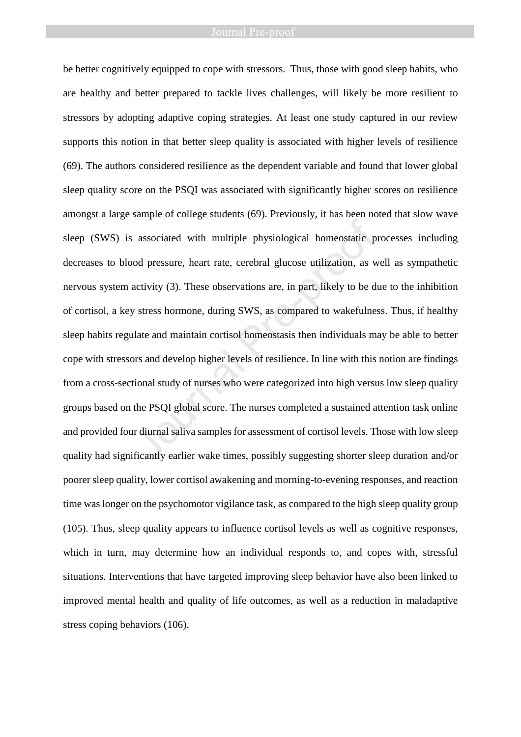be better cognitively equipped to cope with stressors. Thus, those with good sleep habits, who are healthy and better prepared to tackle lives challenges, will likely be more resilient to stressors by adopting adaptive coping strategies. At least one study captured in our review supports this notion in that better sleep quality is associated with higher levels of resilience (69). The authors considered resilience as the dependent variable and found that lower global sleep quality score on the PSQI was associated with significantly higher scores on resilience amongst a large sample of college students (69). Previously, it has been noted that slow wave sleep (SWS) is associated with multiple physiological homeostatic processes including decreases to blood pressure, heart rate, cerebral glucose utilization, as well as sympathetic nervous system activity (3). These observations are, in part, likely to be due to the inhibition of cortisol, a key stress hormone, during SWS, as compared to wakefulness. Thus, if healthy sleep habits regulate and maintain cortisol homeostasis then individuals may be able to better cope with stressors and develop higher levels of resilience. In line with this notion are findings from a cross-sectional study of nurses who were categorized into high versus low sleep quality groups based on the PSQI global score. The nurses completed a sustained attention task online and provided four diurnal saliva samples for assessment of cortisol levels. Those with low sleep quality had significantly earlier wake times, possibly suggesting shorter sleep duration and/or poorer sleep quality, lower cortisol awakening and morning-to-evening responses, and reaction time was longer on the psychomotor vigilance task, as compared to the high sleep quality group (105). Thus, sleep quality appears to influence cortisol levels as well as cognitive responses, which in turn, may determine how an individual responds to, and copes with, stressful situations. Interventions that have targeted improving sleep behavior have also been linked to improved mental health and quality of life outcomes, as well as a reduction in maladaptive stress coping behaviors (106).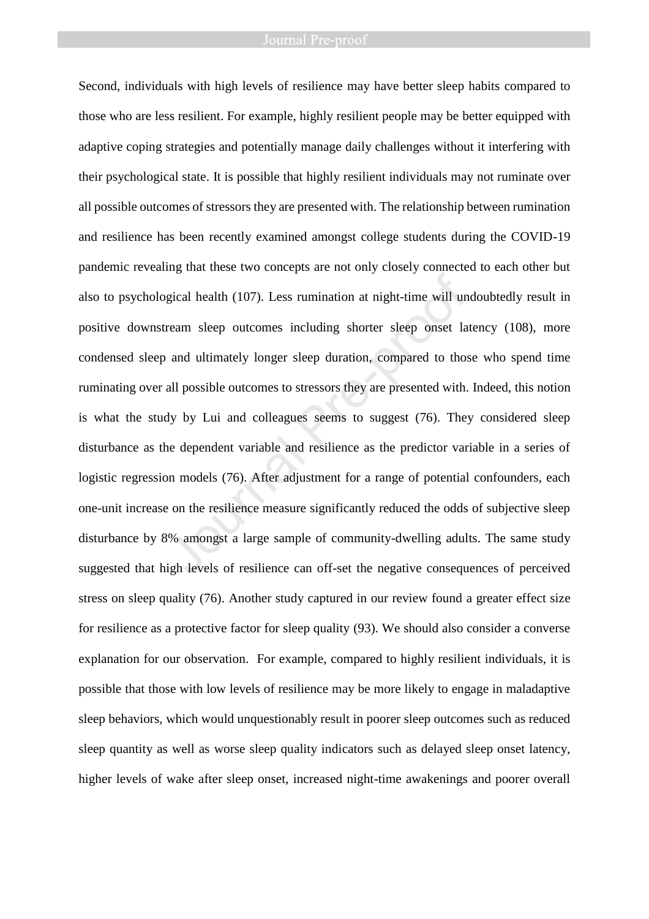Second, individuals with high levels of resilience may have better sleep habits compared to those who are less resilient. For example, highly resilient people may be better equipped with adaptive coping strategies and potentially manage daily challenges without it interfering with their psychological state. It is possible that highly resilient individuals may not ruminate over all possible outcomes of stressors they are presented with. The relationship between rumination and resilience has been recently examined amongst college students during the COVID-19 pandemic revealing that these two concepts are not only closely connected to each other but also to psychological health (107). Less rumination at night-time will undoubtedly result in positive downstream sleep outcomes including shorter sleep onset latency (108), more condensed sleep and ultimately longer sleep duration, compared to those who spend time ruminating over all possible outcomes to stressors they are presented with. Indeed, this notion is what the study by Lui and colleagues seems to suggest (76). They considered sleep disturbance as the dependent variable and resilience as the predictor variable in a series of logistic regression models (76). After adjustment for a range of potential confounders, each one-unit increase on the resilience measure significantly reduced the odds of subjective sleep disturbance by 8% amongst a large sample of community-dwelling adults. The same study suggested that high levels of resilience can off-set the negative consequences of perceived stress on sleep quality (76). Another study captured in our review found a greater effect size for resilience as a protective factor for sleep quality (93). We should also consider a converse explanation for our observation. For example, compared to highly resilient individuals, it is possible that those with low levels of resilience may be more likely to engage in maladaptive sleep behaviors, which would unquestionably result in poorer sleep outcomes such as reduced sleep quantity as well as worse sleep quality indicators such as delayed sleep onset latency, higher levels of wake after sleep onset, increased night-time awakenings and poorer overall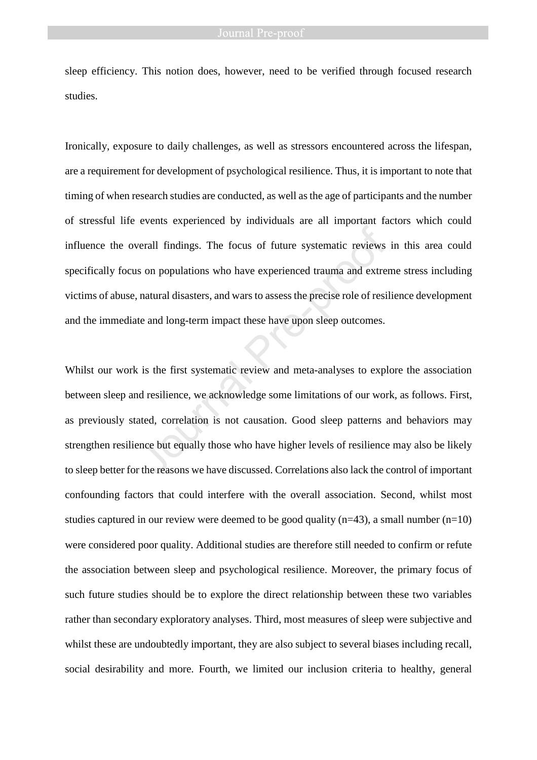sleep efficiency. This notion does, however, need to be verified through focused research studies.

Ironically, exposure to daily challenges, as well as stressors encountered across the lifespan, are a requirement for development of psychological resilience. Thus, it is important to note that timing of when research studies are conducted, as well as the age of participants and the number of stressful life events experienced by individuals are all important factors which could influence the overall findings. The focus of future systematic reviews in this area could specifically focus on populations who have experienced trauma and extreme stress including victims of abuse, natural disasters, and wars to assess the precise role of resilience development and the immediate and long-term impact these have upon sleep outcomes.

Whilst our work is the first systematic review and meta-analyses to explore the association between sleep and resilience, we acknowledge some limitations of our work, as follows. First, as previously stated, correlation is not causation. Good sleep patterns and behaviors may strengthen resilience but equally those who have higher levels of resilience may also be likely to sleep better for the reasons we have discussed. Correlations also lack the control of important confounding factors that could interfere with the overall association. Second, whilst most studies captured in our review were deemed to be good quality (n=43), a small number (n=10) were considered poor quality. Additional studies are therefore still needed to confirm or refute the association between sleep and psychological resilience. Moreover, the primary focus of such future studies should be to explore the direct relationship between these two variables rather than secondary exploratory analyses. Third, most measures of sleep were subjective and whilst these are undoubtedly important, they are also subject to several biases including recall, social desirability and more. Fourth, we limited our inclusion criteria to healthy, general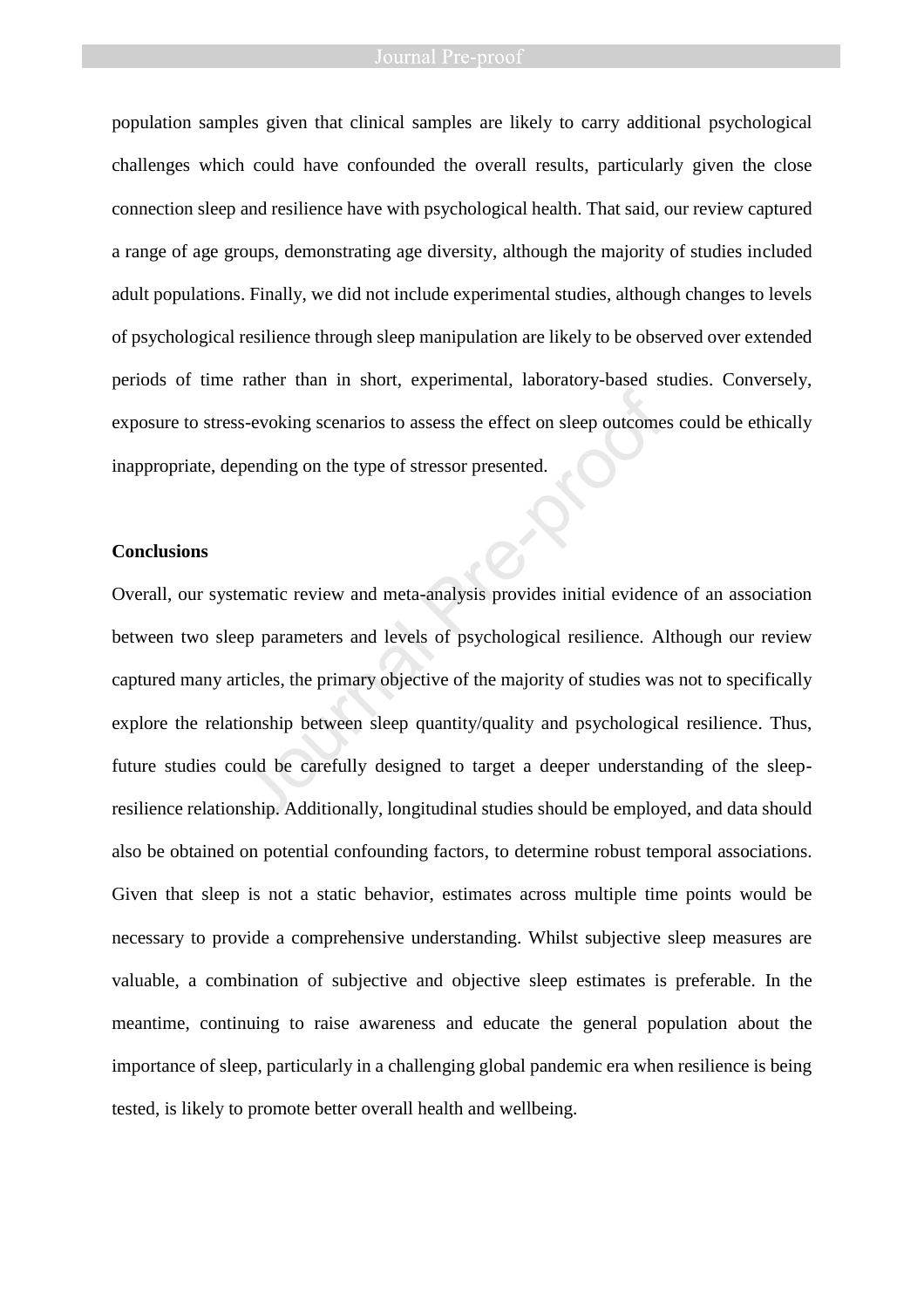population samples given that clinical samples are likely to carry additional psychological challenges which could have confounded the overall results, particularly given the close connection sleep and resilience have with psychological health. That said, our review captured a range of age groups, demonstrating age diversity, although the majority of studies included adult populations. Finally, we did not include experimental studies, although changes to levels of psychological resilience through sleep manipulation are likely to be observed over extended periods of time rather than in short, experimental, laboratory-based studies. Conversely, exposure to stress-evoking scenarios to assess the effect on sleep outcomes could be ethically inappropriate, depending on the type of stressor presented.

**Conclusions**

Overall, our systematic review and meta-analysis provides initial evidence of an association between two sleep parameters and levels of psychological resilience. Although our review captured many articles, the primary objective of the majority of studies was not to specifically explore the relationship between sleep quantity/quality and psychological resilience. Thus, future studies could be carefully designed to target a deeper understanding of the sleep-resilience relationship. Additionally, longitudinal studies should be employed, and data should also be obtained on potential confounding factors, to determine robust temporal associations. Given that sleep is not a static behavior, estimates across multiple time points would be necessary to provide a comprehensive understanding. Whilst subjective sleep measures are valuable, a combination of subjective and objective sleep estimates is preferable. In the meantime, continuing to raise awareness and educate the general population about the importance of sleep, particularly in a challenging global pandemic era when resilience is being tested, is likely to promote better overall health and wellbeing.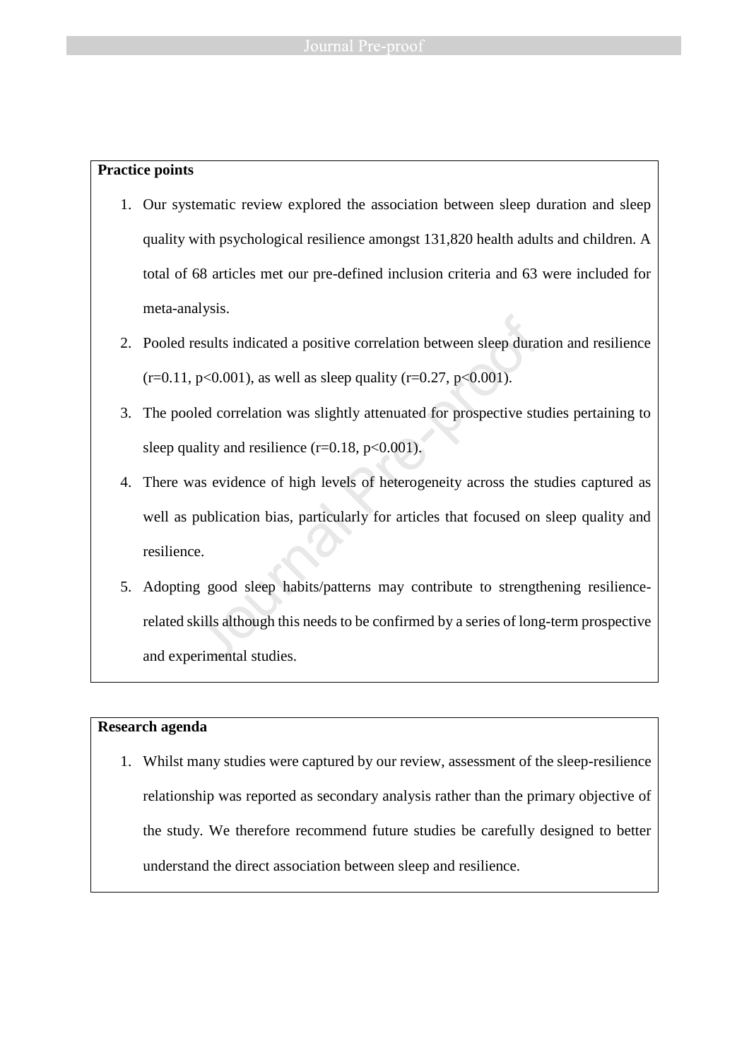**Practice points**

1. Our systematic review explored the association between sleep duration and sleep quality with psychological resilience amongst 131,820 health adults and children. A total of 68 articles met our pre-defined inclusion criteria and 63 were included for meta-analysis.
2. Pooled results indicated a positive correlation between sleep duration and resilience ($r=0.11$, $p<0.001$), as well as sleep quality ($r=0.27$, $p<0.001$).
3. The pooled correlation was slightly attenuated for prospective studies pertaining to sleep quality and resilience ($r=0.18$, $p<0.001$).
4. There was evidence of high levels of heterogeneity across the studies captured as well as publication bias, particularly for articles that focused on sleep quality and resilience.
5. Adopting good sleep habits/patterns may contribute to strengthening resilience-related skills although this needs to be confirmed by a series of long-term prospective and experimental studies.

**Research agenda**

1. Whilst many studies were captured by our review, assessment of the sleep-resilience relationship was reported as secondary analysis rather than the primary objective of the study. We therefore recommend future studies be carefully designed to better understand the direct association between sleep and resilience.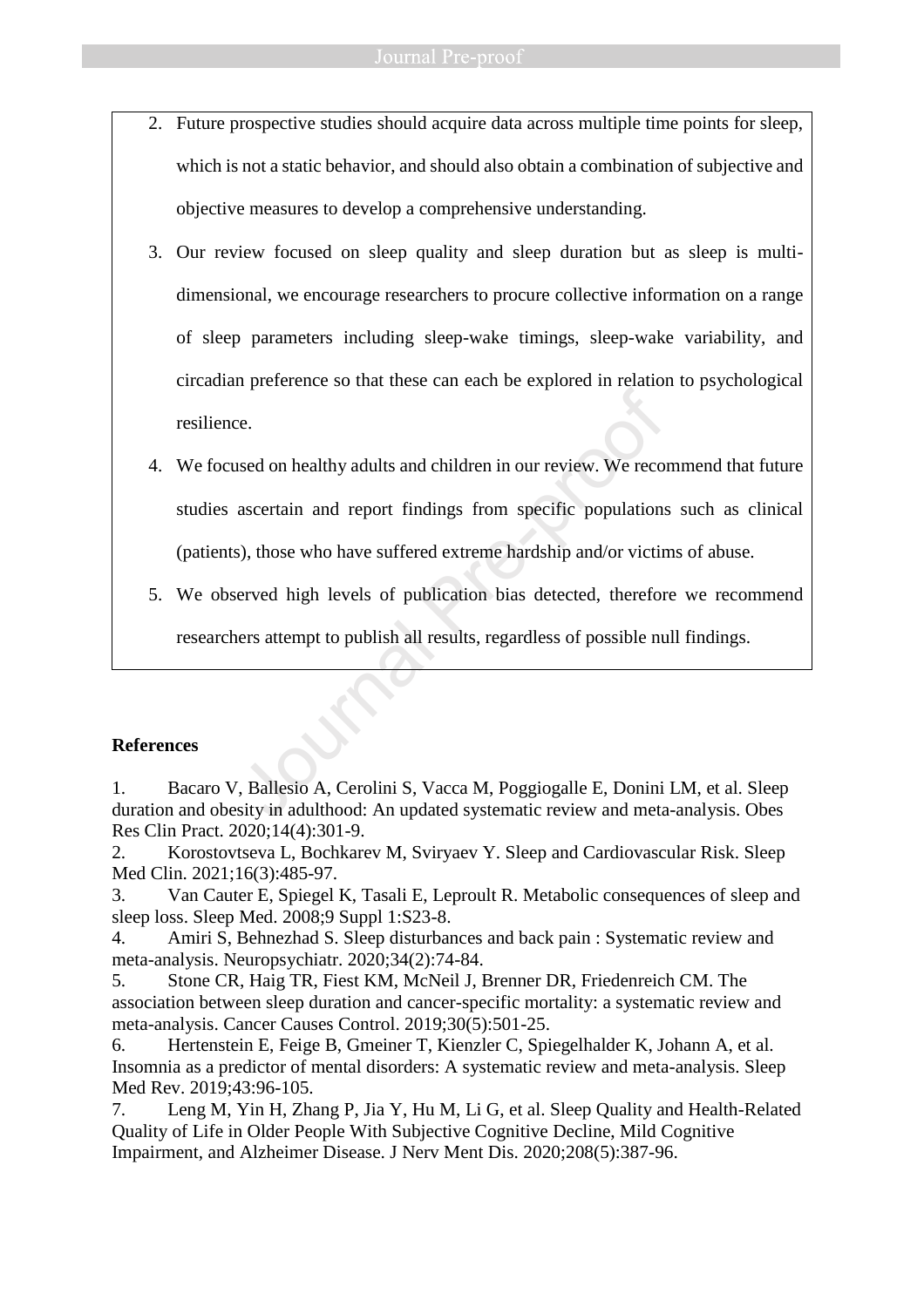2. Future prospective studies should acquire data across multiple time points for sleep, which is not a static behavior, and should also obtain a combination of subjective and objective measures to develop a comprehensive understanding.
3. Our review focused on sleep quality and sleep duration but as sleep is multi-dimensional, we encourage researchers to procure collective information on a range of sleep parameters including sleep-wake timings, sleep-wake variability, and circadian preference so that these can each be explored in relation to psychological resilience.
4. We focused on healthy adults and children in our review. We recommend that future studies ascertain and report findings from specific populations such as clinical (patients), those who have suffered extreme hardship and/or victims of abuse.
5. We observed high levels of publication bias detected, therefore we recommend researchers attempt to publish all results, regardless of possible null findings.

## References

1. Bacaro V, Ballesio A, Cerolini S, Vacca M, Poggiogalle E, Donini LM, et al. Sleep duration and obesity in adulthood: An updated systematic review and meta-analysis. Obes Res Clin Pract. 2020;14(4):301-9.
2. Korostovtseva L, Bochkarev M, Sviryaev Y. Sleep and Cardiovascular Risk. Sleep Med Clin. 2021;16(3):485-97.
3. Van Cauter E, Spiegel K, Tasali E, Leproult R. Metabolic consequences of sleep and sleep loss. Sleep Med. 2008;9 Suppl 1:S23-8.
4. Amiri S, Behnezhad S. Sleep disturbances and back pain : Systematic review and meta-analysis. Neuropsychiatr. 2020;34(2):74-84.
5. Stone CR, Haig TR, Fiest KM, McNeil J, Brenner DR, Friedenreich CM. The association between sleep duration and cancer-specific mortality: a systematic review and meta-analysis. Cancer Causes Control. 2019;30(5):501-25.
6. Hertenstein E, Feige B, Gmeiner T, Kienzler C, Spiegelhalder K, Johann A, et al. Insomnia as a predictor of mental disorders: A systematic review and meta-analysis. Sleep Med Rev. 2019;43:96-105.
7. Leng M, Yin H, Zhang P, Jia Y, Hu M, Li G, et al. Sleep Quality and Health-Related Quality of Life in Older People With Subjective Cognitive Decline, Mild Cognitive Impairment, and Alzheimer Disease. J Nerv Ment Dis. 2020;208(5):387-96.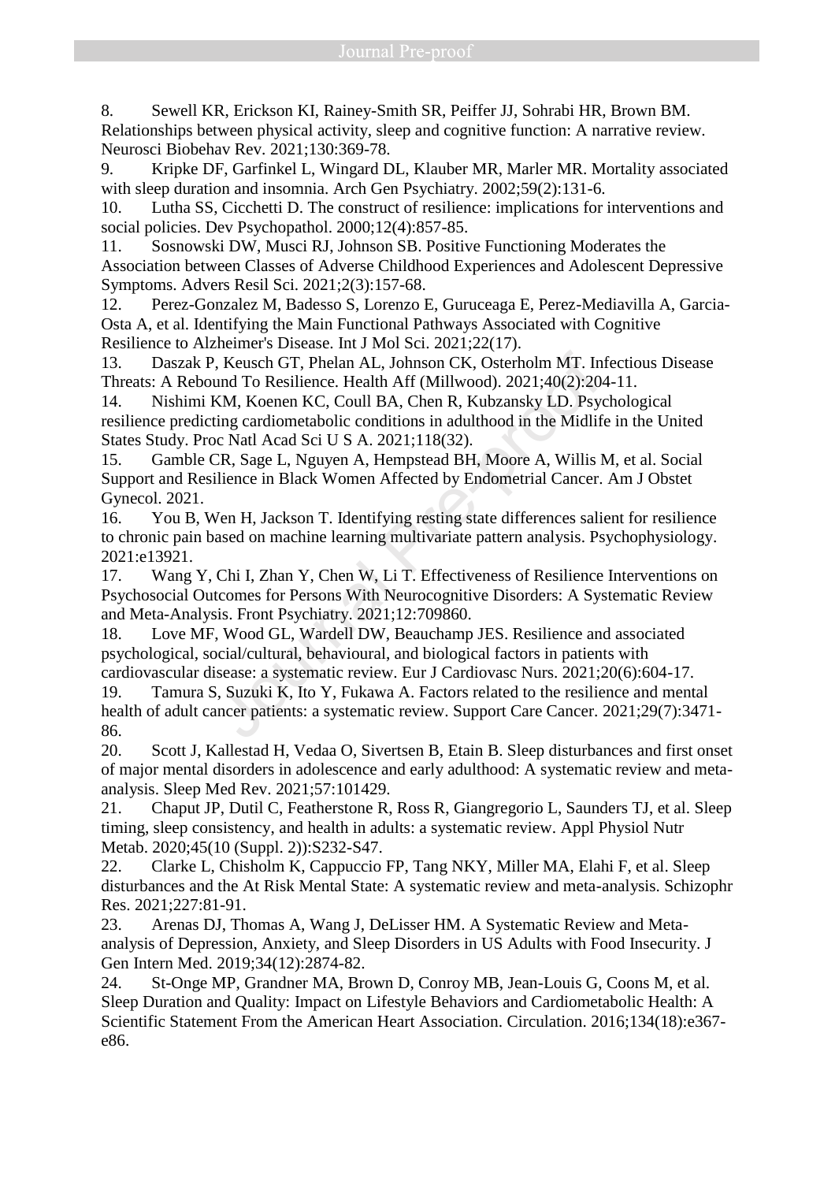8. Sewell KR, Erickson KI, Rainey-Smith SR, Peiffer JJ, Sohrabi HR, Brown BM. Relationships between physical activity, sleep and cognitive function: A narrative review. Neurosci Biobehav Rev. 2021;130:369-78.
9. Kripke DF, Garfinkel L, Wingard DL, Klauber MR, Marler MR. Mortality associated with sleep duration and insomnia. Arch Gen Psychiatry. 2002;59(2):131-6.
10. Lutha SS, Cicchetti D. The construct of resilience: implications for interventions and social policies. Dev Psychopathol. 2000;12(4):857-85.
11. Sosnowski DW, Musci RJ, Johnson SB. Positive Functioning Moderates the Association between Classes of Adverse Childhood Experiences and Adolescent Depressive Symptoms. Advers Resil Sci. 2021;2(3):157-68.
12. Perez-Gonzalez M, Badesso S, Lorenzo E, Guruceaga E, Perez-Mediavilla A, Garcia-Osta A, et al. Identifying the Main Functional Pathways Associated with Cognitive Resilience to Alzheimer's Disease. Int J Mol Sci. 2021;22(17).
13. Daszak P, Keusch GT, Phelan AL, Johnson CK, Osterholm MT. Infectious Disease Threats: A Rebound To Resilience. Health Aff (Millwood). 2021;40(2):204-11.
14. Nishimi KM, Koenen KC, Coull BA, Chen R, Kubzansky LD. Psychological resilience predicting cardiometabolic conditions in adulthood in the Midlife in the United States Study. Proc Natl Acad Sci U S A. 2021;118(32).
15. Gamble CR, Sage L, Nguyen A, Hempstead BH, Moore A, Willis M, et al. Social Support and Resilience in Black Women Affected by Endometrial Cancer. Am J Obstet Gynecol. 2021.
16. You B, Wen H, Jackson T. Identifying resting state differences salient for resilience to chronic pain based on machine learning multivariate pattern analysis. Psychophysiology. 2021:e13921.
17. Wang Y, Chi I, Zhan Y, Chen W, Li T. Effectiveness of Resilience Interventions on Psychosocial Outcomes for Persons With Neurocognitive Disorders: A Systematic Review and Meta-Analysis. Front Psychiatry. 2021;12:709860.
18. Love MF, Wood GL, Wardell DW, Beauchamp JES. Resilience and associated psychological, social/cultural, behavioural, and biological factors in patients with cardiovascular disease: a systematic review. Eur J Cardiovasc Nurs. 2021;20(6):604-17.
19. Tamura S, Suzuki K, Ito Y, Fukawa A. Factors related to the resilience and mental health of adult cancer patients: a systematic review. Support Care Cancer. 2021;29(7):3471-86.
20. Scott J, Kallestad H, Vedaa O, Sivertsen B, Etain B. Sleep disturbances and first onset of major mental disorders in adolescence and early adulthood: A systematic review and meta-analysis. Sleep Med Rev. 2021;57:101429.
21. Chaput JP, Dutil C, Featherstone R, Ross R, Giangregorio L, Saunders TJ, et al. Sleep timing, sleep consistency, and health in adults: a systematic review. Appl Physiol Nutr Metab. 2020;45(10 (Suppl. 2)):S232-S47.
22. Clarke L, Chisholm K, Cappuccio FP, Tang NKY, Miller MA, Elahi F, et al. Sleep disturbances and the At Risk Mental State: A systematic review and meta-analysis. Schizophr Res. 2021;227:81-91.
23. Arenas DJ, Thomas A, Wang J, DeLisser HM. A Systematic Review and Meta-analysis of Depression, Anxiety, and Sleep Disorders in US Adults with Food Insecurity. J Gen Intern Med. 2019;34(12):2874-82.
24. St-Onge MP, Grandner MA, Brown D, Conroy MB, Jean-Louis G, Coons M, et al. Sleep Duration and Quality: Impact on Lifestyle Behaviors and Cardiometabolic Health: A Scientific Statement From the American Heart Association. Circulation. 2016;134(18):e367-e86.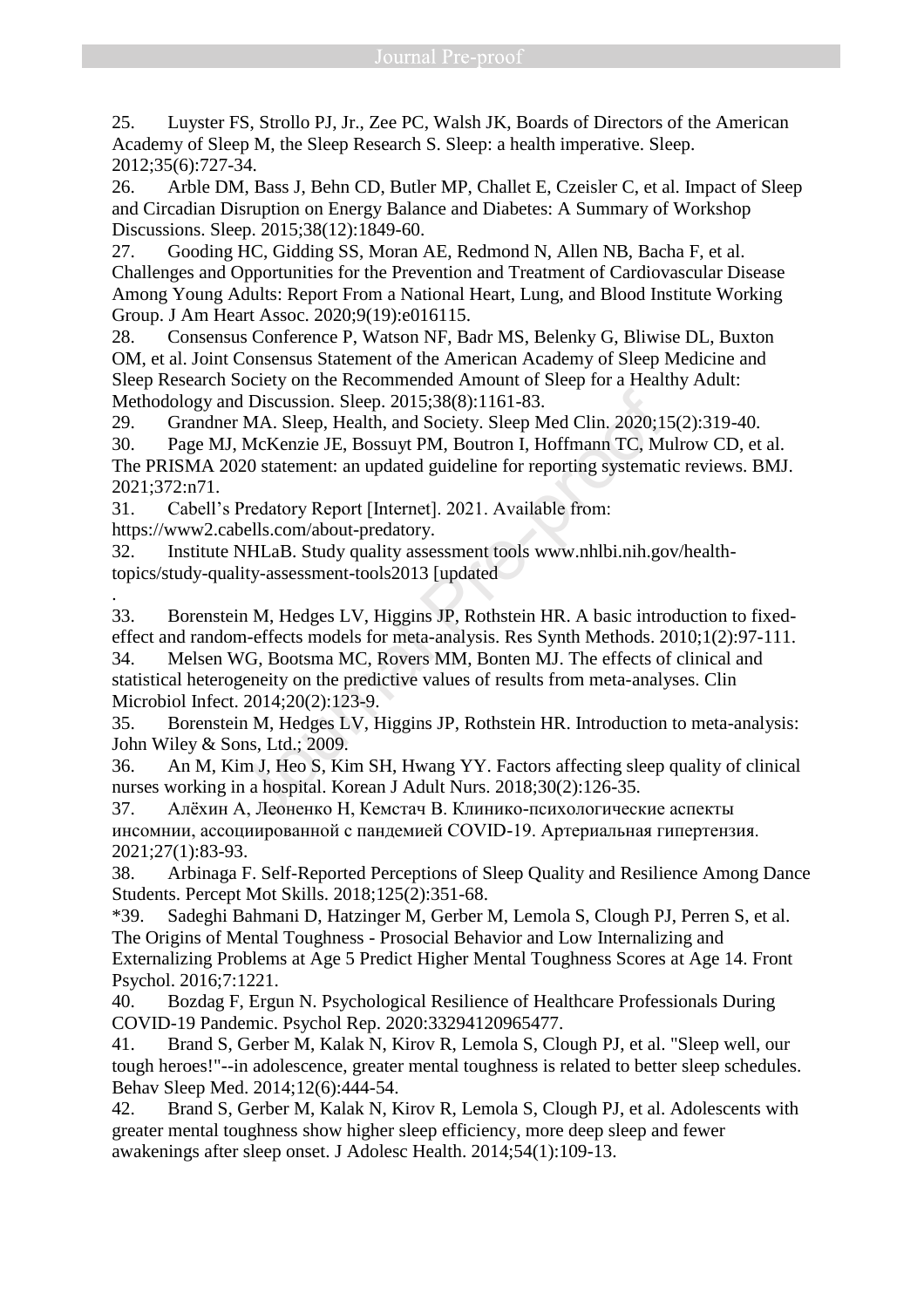25. Luyster FS, Strollo PJ, Jr., Zee PC, Walsh JK, Boards of Directors of the American Academy of Sleep M, the Sleep Research S. Sleep: a health imperative. Sleep. 2012;35(6):727-34.

26. Arble DM, Bass J, Behn CD, Butler MP, Challet E, Czeisler C, et al. Impact of Sleep and Circadian Disruption on Energy Balance and Diabetes: A Summary of Workshop Discussions. Sleep. 2015;38(12):1849-60.

27. Gooding HC, Gidding SS, Moran AE, Redmond N, Allen NB, Bacha F, et al. Challenges and Opportunities for the Prevention and Treatment of Cardiovascular Disease Among Young Adults: Report From a National Heart, Lung, and Blood Institute Working Group. J Am Heart Assoc. 2020;9(19):e016115.

28. Consensus Conference P, Watson NF, Badr MS, Belenky G, Bliwise DL, Buxton OM, et al. Joint Consensus Statement of the American Academy of Sleep Medicine and Sleep Research Society on the Recommended Amount of Sleep for a Healthy Adult: Methodology and Discussion. Sleep. 2015;38(8):1161-83.

29. Grandner MA. Sleep, Health, and Society. Sleep Med Clin. 2020;15(2):319-40.

30. Page MJ, McKenzie JE, Bossuyt PM, Boutron I, Hoffmann TC, Mulrow CD, et al. The PRISMA 2020 statement: an updated guideline for reporting systematic reviews. BMJ. 2021;372:n71.

31. Cabell's Predatory Report [Internet]. 2021. Available from: https://www2.cabells.com/about-predatory.

32. Institute NHLaB. Study quality assessment tools www.nhlbi.nih.gov/health-topics/study-quality-assessment-tools2013 [updated

.

33. Borenstein M, Hedges LV, Higgins JP, Rothstein HR. A basic introduction to fixed-effect and random-effects models for meta-analysis. Res Synth Methods. 2010;1(2):97-111.

34. Melsen WG, Bootsma MC, Rovers MM, Bonten MJ. The effects of clinical and statistical heterogeneity on the predictive values of results from meta-analyses. Clin Microbiol Infect. 2014;20(2):123-9.

35. Borenstein M, Hedges LV, Higgins JP, Rothstein HR. Introduction to meta-analysis: John Wiley & Sons, Ltd.; 2009.

36. An M, Kim J, Heo S, Kim SH, Hwang YY. Factors affecting sleep quality of clinical nurses working in a hospital. Korean J Adult Nurs. 2018;30(2):126-35.

37. Алёхин А, Леоненко Н, Кемстач В. Клинико-психологические аспекты инсомнии, ассоциированной с пандемией COVID-19. Артериальная гипертензия. 2021;27(1):83-93.

38. Arbinaga F. Self-Reported Perceptions of Sleep Quality and Resilience Among Dance Students. Percept Mot Skills. 2018;125(2):351-68.

*39. Sadeghi Bahmani D, Hatzinger M, Gerber M, Lemola S, Clough PJ, Perren S, et al. The Origins of Mental Toughness - Prosocial Behavior and Low Internalizing and Externalizing Problems at Age 5 Predict Higher Mental Toughness Scores at Age 14. Front Psychol. 2016;7:1221.

40. Bozdag F, Ergun N. Psychological Resilience of Healthcare Professionals During COVID-19 Pandemic. Psychol Rep. 2020:33294120965477.

41. Brand S, Gerber M, Kalak N, Kirov R, Lemola S, Clough PJ, et al. "Sleep well, our tough heroes!"--in adolescence, greater mental toughness is related to better sleep schedules. Behav Sleep Med. 2014;12(6):444-54.

42. Brand S, Gerber M, Kalak N, Kirov R, Lemola S, Clough PJ, et al. Adolescents with greater mental toughness show higher sleep efficiency, more deep sleep and fewer awakenings after sleep onset. J Adolesc Health. 2014;54(1):109-13.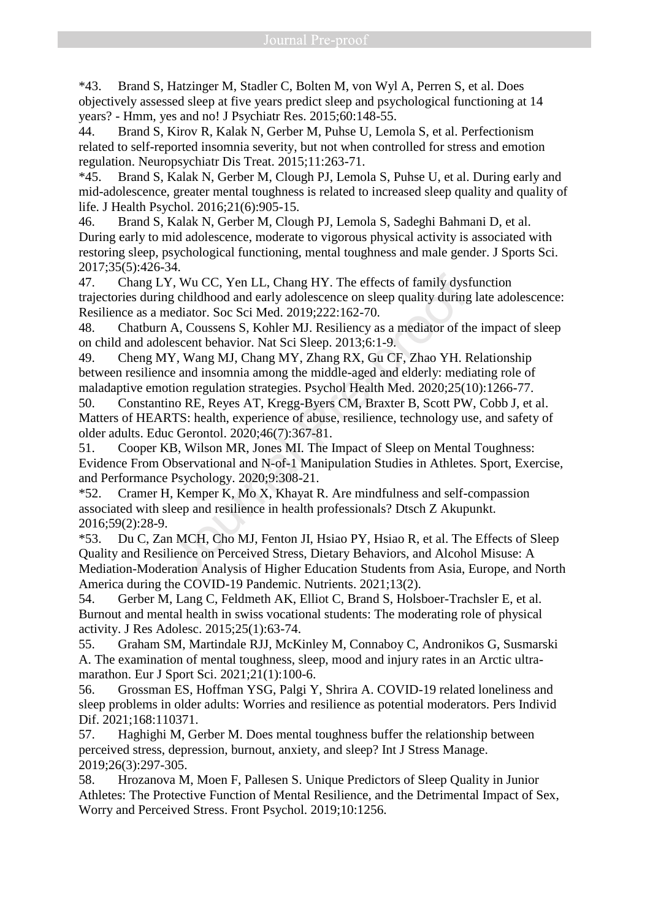*43.	Brand S, Hatzinger M, Stadler C, Bolten M, von Wyl A, Perren S, et al. Does objectively assessed sleep at five years predict sleep and psychological functioning at 14 years? - Hmm, yes and no! J Psychiatr Res. 2015;60:148-55.

44.	Brand S, Kirov R, Kalak N, Gerber M, Puhse U, Lemola S, et al. Perfectionism related to self-reported insomnia severity, but not when controlled for stress and emotion regulation. Neuropsychiatr Dis Treat. 2015;11:263-71.

*45.	Brand S, Kalak N, Gerber M, Clough PJ, Lemola S, Puhse U, et al. During early and mid-adolescence, greater mental toughness is related to increased sleep quality and quality of life. J Health Psychol. 2016;21(6):905-15.

46.	Brand S, Kalak N, Gerber M, Clough PJ, Lemola S, Sadeghi Bahmani D, et al. During early to mid adolescence, moderate to vigorous physical activity is associated with restoring sleep, psychological functioning, mental toughness and male gender. J Sports Sci. 2017;35(5):426-34.

47.	Chang LY, Wu CC, Yen LL, Chang HY. The effects of family dysfunction trajectories during childhood and early adolescence on sleep quality during late adolescence: Resilience as a mediator. Soc Sci Med. 2019;222:162-70.

48.	Chatburn A, Coussens S, Kohler MJ. Resiliency as a mediator of the impact of sleep on child and adolescent behavior. Nat Sci Sleep. 2013;6:1-9.

49.	Cheng MY, Wang MJ, Chang MY, Zhang RX, Gu CF, Zhao YH. Relationship between resilience and insomnia among the middle-aged and elderly: mediating role of maladaptive emotion regulation strategies. Psychol Health Med. 2020;25(10):1266-77.

50.	Constantino RE, Reyes AT, Kregg-Byers CM, Braxter B, Scott PW, Cobb J, et al. Matters of HEARTS: health, experience of abuse, resilience, technology use, and safety of older adults. Educ Gerontol. 2020;46(7):367-81.

51.	Cooper KB, Wilson MR, Jones MI. The Impact of Sleep on Mental Toughness: Evidence From Observational and N-of-1 Manipulation Studies in Athletes. Sport, Exercise, and Performance Psychology. 2020;9:308-21.

*52.	Cramer H, Kemper K, Mo X, Khayat R. Are mindfulness and self-compassion associated with sleep and resilience in health professionals? Dtsch Z Akupunkt. 2016;59(2):28-9.

*53.	Du C, Zan MCH, Cho MJ, Fenton JI, Hsiao PY, Hsiao R, et al. The Effects of Sleep Quality and Resilience on Perceived Stress, Dietary Behaviors, and Alcohol Misuse: A Mediation-Moderation Analysis of Higher Education Students from Asia, Europe, and North America during the COVID-19 Pandemic. Nutrients. 2021;13(2).

54.	Gerber M, Lang C, Feldmeth AK, Elliot C, Brand S, Holsboer-Trachsler E, et al. Burnout and mental health in swiss vocational students: The moderating role of physical activity. J Res Adolesc. 2015;25(1):63-74.

55.	Graham SM, Martindale RJJ, McKinley M, Connaboy C, Andronikos G, Susmarski A. The examination of mental toughness, sleep, mood and injury rates in an Arctic ultra-marathon. Eur J Sport Sci. 2021;21(1):100-6.

56.	Grossman ES, Hoffman YSG, Palgi Y, Shrira A. COVID-19 related loneliness and sleep problems in older adults: Worries and resilience as potential moderators. Pers Individ Dif. 2021;168:110371.

57.	Haghighi M, Gerber M. Does mental toughness buffer the relationship between perceived stress, depression, burnout, anxiety, and sleep? Int J Stress Manage. 2019;26(3):297-305.

58.	Hrozanova M, Moen F, Pallesen S. Unique Predictors of Sleep Quality in Junior Athletes: The Protective Function of Mental Resilience, and the Detrimental Impact of Sex, Worry and Perceived Stress. Front Psychol. 2019;10:1256.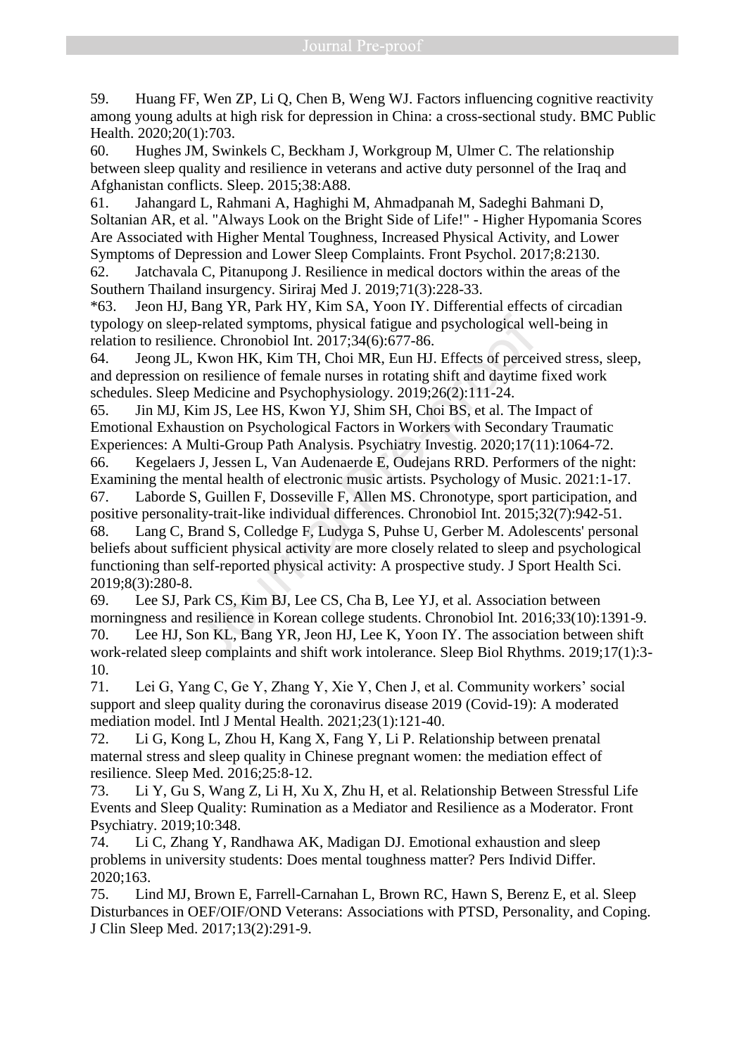59. Huang FF, Wen ZP, Li Q, Chen B, Weng WJ. Factors influencing cognitive reactivity among young adults at high risk for depression in China: a cross-sectional study. BMC Public Health. 2020;20(1):703.

60. Hughes JM, Swinkels C, Beckham J, Workgroup M, Ulmer C. The relationship between sleep quality and resilience in veterans and active duty personnel of the Iraq and Afghanistan conflicts. Sleep. 2015;38:A88.

61. Jahangard L, Rahmani A, Haghighi M, Ahmadpanah M, Sadeghi Bahmani D, Soltanian AR, et al. "Always Look on the Bright Side of Life!" - Higher Hypomania Scores Are Associated with Higher Mental Toughness, Increased Physical Activity, and Lower Symptoms of Depression and Lower Sleep Complaints. Front Psychol. 2017;8:2130.

62. Jatchavala C, Pitanupong J. Resilience in medical doctors within the areas of the Southern Thailand insurgency. Siriraj Med J. 2019;71(3):228-33.

*63. Jeon HJ, Bang YR, Park HY, Kim SA, Yoon IY. Differential effects of circadian typology on sleep-related symptoms, physical fatigue and psychological well-being in relation to resilience. Chronobiol Int. 2017;34(6):677-86.

64. Jeong JL, Kwon HK, Kim TH, Choi MR, Eun HJ. Effects of perceived stress, sleep, and depression on resilience of female nurses in rotating shift and daytime fixed work schedules. Sleep Medicine and Psychophysiology. 2019;26(2):111-24.

65. Jin MJ, Kim JS, Lee HS, Kwon YJ, Shim SH, Choi BS, et al. The Impact of Emotional Exhaustion on Psychological Factors in Workers with Secondary Traumatic Experiences: A Multi-Group Path Analysis. Psychiatry Investig. 2020;17(11):1064-72.

66. Kegelaers J, Jessen L, Van Audenaerde E, Oudejans RRD. Performers of the night: Examining the mental health of electronic music artists. Psychology of Music. 2021:1-17.

67. Laborde S, Guillen F, Dosseville F, Allen MS. Chronotype, sport participation, and positive personality-trait-like individual differences. Chronobiol Int. 2015;32(7):942-51.

68. Lang C, Brand S, Colledge F, Ludyga S, Puhse U, Gerber M. Adolescents' personal beliefs about sufficient physical activity are more closely related to sleep and psychological functioning than self-reported physical activity: A prospective study. J Sport Health Sci. 2019;8(3):280-8.

69. Lee SJ, Park CS, Kim BJ, Lee CS, Cha B, Lee YJ, et al. Association between morningness and resilience in Korean college students. Chronobiol Int. 2016;33(10):1391-9.

70. Lee HJ, Son KL, Bang YR, Jeon HJ, Lee K, Yoon IY. The association between shift work-related sleep complaints and shift work intolerance. Sleep Biol Rhythms. 2019;17(1):3-10.

71. Lei G, Yang C, Ge Y, Zhang Y, Xie Y, Chen J, et al. Community workers' social support and sleep quality during the coronavirus disease 2019 (Covid-19): A moderated mediation model. Intl J Mental Health. 2021;23(1):121-40.

72. Li G, Kong L, Zhou H, Kang X, Fang Y, Li P. Relationship between prenatal maternal stress and sleep quality in Chinese pregnant women: the mediation effect of resilience. Sleep Med. 2016;25:8-12.

73. Li Y, Gu S, Wang Z, Li H, Xu X, Zhu H, et al. Relationship Between Stressful Life Events and Sleep Quality: Rumination as a Mediator and Resilience as a Moderator. Front Psychiatry. 2019;10:348.

74. Li C, Zhang Y, Randhawa AK, Madigan DJ. Emotional exhaustion and sleep problems in university students: Does mental toughness matter? Pers Individ Differ. 2020;163.

75. Lind MJ, Brown E, Farrell-Carnahan L, Brown RC, Hawn S, Berenz E, et al. Sleep Disturbances in OEF/OIF/OND Veterans: Associations with PTSD, Personality, and Coping. J Clin Sleep Med. 2017;13(2):291-9.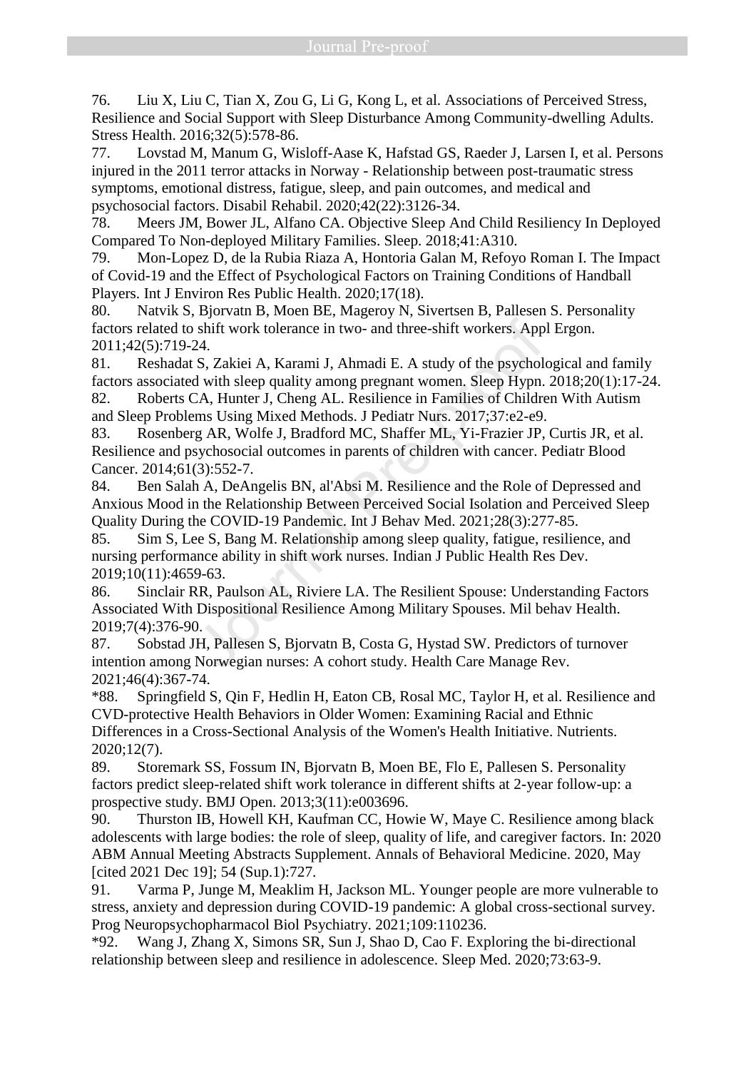76. Liu X, Liu C, Tian X, Zou G, Li G, Kong L, et al. Associations of Perceived Stress, Resilience and Social Support with Sleep Disturbance Among Community-dwelling Adults. Stress Health. 2016;32(5):578-86.

77. Lovstad M, Manum G, Wisloff-Aase K, Hafstad GS, Raeder J, Larsen I, et al. Persons injured in the 2011 terror attacks in Norway - Relationship between post-traumatic stress symptoms, emotional distress, fatigue, sleep, and pain outcomes, and medical and psychosocial factors. Disabil Rehabil. 2020;42(22):3126-34.

78. Meers JM, Bower JL, Alfano CA. Objective Sleep And Child Resiliency In Deployed Compared To Non-deployed Military Families. Sleep. 2018;41:A310.

79. Mon-Lopez D, de la Rubia Riaza A, Hontoria Galan M, Refoyo Roman I. The Impact of Covid-19 and the Effect of Psychological Factors on Training Conditions of Handball Players. Int J Environ Res Public Health. 2020;17(18).

80. Natvik S, Bjorvatn B, Moen BE, Mageroy N, Sivertsen B, Pallesen S. Personality factors related to shift work tolerance in two- and three-shift workers. Appl Ergon. 2011;42(5):719-24.

81. Reshadat S, Zakiei A, Karami J, Ahmadi E. A study of the psychological and family factors associated with sleep quality among pregnant women. Sleep Hypn. 2018;20(1):17-24.

82. Roberts CA, Hunter J, Cheng AL. Resilience in Families of Children With Autism and Sleep Problems Using Mixed Methods. J Pediatr Nurs. 2017;37:e2-e9.

83. Rosenberg AR, Wolfe J, Bradford MC, Shaffer ML, Yi-Frazier JP, Curtis JR, et al. Resilience and psychosocial outcomes in parents of children with cancer. Pediatr Blood Cancer. 2014;61(3):552-7.

84. Ben Salah A, DeAngelis BN, al'Absi M. Resilience and the Role of Depressed and Anxious Mood in the Relationship Between Perceived Social Isolation and Perceived Sleep Quality During the COVID-19 Pandemic. Int J Behav Med. 2021;28(3):277-85.

85. Sim S, Lee S, Bang M. Relationship among sleep quality, fatigue, resilience, and nursing performance ability in shift work nurses. Indian J Public Health Res Dev. 2019;10(11):4659-63.

86. Sinclair RR, Paulson AL, Riviere LA. The Resilient Spouse: Understanding Factors Associated With Dispositional Resilience Among Military Spouses. Mil behav Health. 2019;7(4):376-90.

87. Sobstad JH, Pallesen S, Bjorvatn B, Costa G, Hystad SW. Predictors of turnover intention among Norwegian nurses: A cohort study. Health Care Manage Rev. 2021;46(4):367-74.

*88. Springfield S, Qin F, Hedlin H, Eaton CB, Rosal MC, Taylor H, et al. Resilience and CVD-protective Health Behaviors in Older Women: Examining Racial and Ethnic Differences in a Cross-Sectional Analysis of the Women's Health Initiative. Nutrients. 2020;12(7).

89. Storemark SS, Fossum IN, Bjorvatn B, Moen BE, Flo E, Pallesen S. Personality factors predict sleep-related shift work tolerance in different shifts at 2-year follow-up: a prospective study. BMJ Open. 2013;3(11):e003696.

90. Thurston IB, Howell KH, Kaufman CC, Howie W, Maye C. Resilience among black adolescents with large bodies: the role of sleep, quality of life, and caregiver factors. In: 2020 ABM Annual Meeting Abstracts Supplement. Annals of Behavioral Medicine. 2020, May [cited 2021 Dec 19]; 54 (Sup.1):727.

91. Varma P, Junge M, Meaklim H, Jackson ML. Younger people are more vulnerable to stress, anxiety and depression during COVID-19 pandemic: A global cross-sectional survey. Prog Neuropsychopharmacol Biol Psychiatry. 2021;109:110236.

*92. Wang J, Zhang X, Simons SR, Sun J, Shao D, Cao F. Exploring the bi-directional relationship between sleep and resilience in adolescence. Sleep Med. 2020;73:63-9.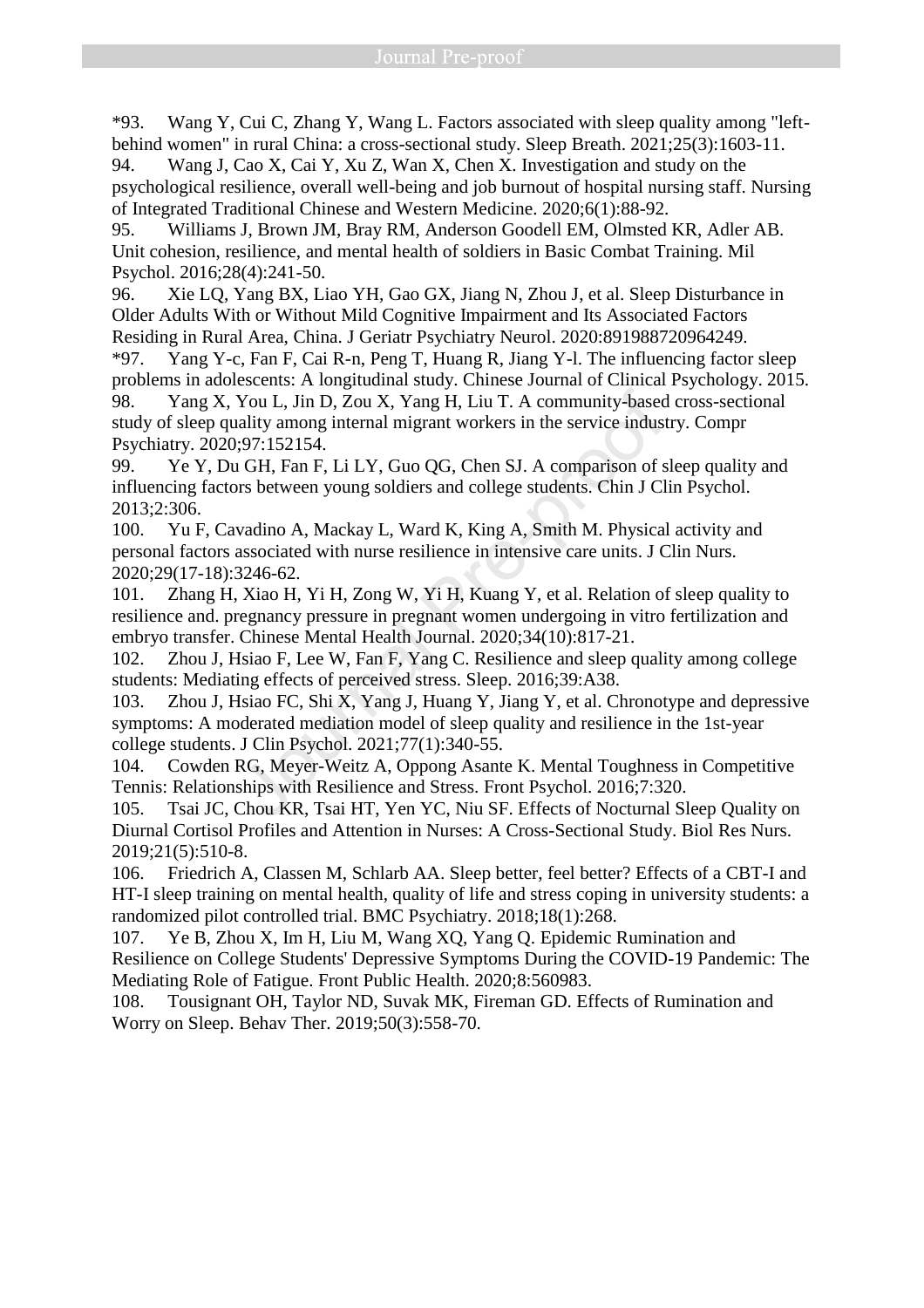*93. Wang Y, Cui C, Zhang Y, Wang L. Factors associated with sleep quality among "left-behind women" in rural China: a cross-sectional study. Sleep Breath. 2021;25(3):1603-11.

94. Wang J, Cao X, Cai Y, Xu Z, Wan X, Chen X. Investigation and study on the psychological resilience, overall well-being and job burnout of hospital nursing staff. Nursing of Integrated Traditional Chinese and Western Medicine. 2020;6(1):88-92.

95. Williams J, Brown JM, Bray RM, Anderson Goodell EM, Olmsted KR, Adler AB. Unit cohesion, resilience, and mental health of soldiers in Basic Combat Training. Mil Psychol. 2016;28(4):241-50.

96. Xie LQ, Yang BX, Liao YH, Gao GX, Jiang N, Zhou J, et al. Sleep Disturbance in Older Adults With or Without Mild Cognitive Impairment and Its Associated Factors Residing in Rural Area, China. J Geriatr Psychiatry Neurol. 2020:891988720964249.

*97. Yang Y-c, Fan F, Cai R-n, Peng T, Huang R, Jiang Y-l. The influencing factor sleep problems in adolescents: A longitudinal study. Chinese Journal of Clinical Psychology. 2015.

98. Yang X, You L, Jin D, Zou X, Yang H, Liu T. A community-based cross-sectional study of sleep quality among internal migrant workers in the service industry. Compr Psychiatry. 2020;97:152154.

99. Ye Y, Du GH, Fan F, Li LY, Guo QG, Chen SJ. A comparison of sleep quality and influencing factors between young soldiers and college students. Chin J Clin Psychol. 2013;2:306.

100. Yu F, Cavadino A, Mackay L, Ward K, King A, Smith M. Physical activity and personal factors associated with nurse resilience in intensive care units. J Clin Nurs. 2020;29(17-18):3246-62.

101. Zhang H, Xiao H, Yi H, Zong W, Yi H, Kuang Y, et al. Relation of sleep quality to resilience and. pregnancy pressure in pregnant women undergoing in vitro fertilization and embryo transfer. Chinese Mental Health Journal. 2020;34(10):817-21.

102. Zhou J, Hsiao F, Lee W, Fan F, Yang C. Resilience and sleep quality among college students: Mediating effects of perceived stress. Sleep. 2016;39:A38.

103. Zhou J, Hsiao FC, Shi X, Yang J, Huang Y, Jiang Y, et al. Chronotype and depressive symptoms: A moderated mediation model of sleep quality and resilience in the 1st-year college students. J Clin Psychol. 2021;77(1):340-55.

104. Cowden RG, Meyer-Weitz A, Oppong Asante K. Mental Toughness in Competitive Tennis: Relationships with Resilience and Stress. Front Psychol. 2016;7:320.

105. Tsai JC, Chou KR, Tsai HT, Yen YC, Niu SF. Effects of Nocturnal Sleep Quality on Diurnal Cortisol Profiles and Attention in Nurses: A Cross-Sectional Study. Biol Res Nurs. 2019;21(5):510-8.

106. Friedrich A, Classen M, Schlarb AA. Sleep better, feel better? Effects of a CBT-I and HT-I sleep training on mental health, quality of life and stress coping in university students: a randomized pilot controlled trial. BMC Psychiatry. 2018;18(1):268.

107. Ye B, Zhou X, Im H, Liu M, Wang XQ, Yang Q. Epidemic Rumination and Resilience on College Students' Depressive Symptoms During the COVID-19 Pandemic: The Mediating Role of Fatigue. Front Public Health. 2020;8:560983.

108. Tousignant OH, Taylor ND, Suvak MK, Fireman GD. Effects of Rumination and Worry on Sleep. Behav Ther. 2019;50(3):558-70.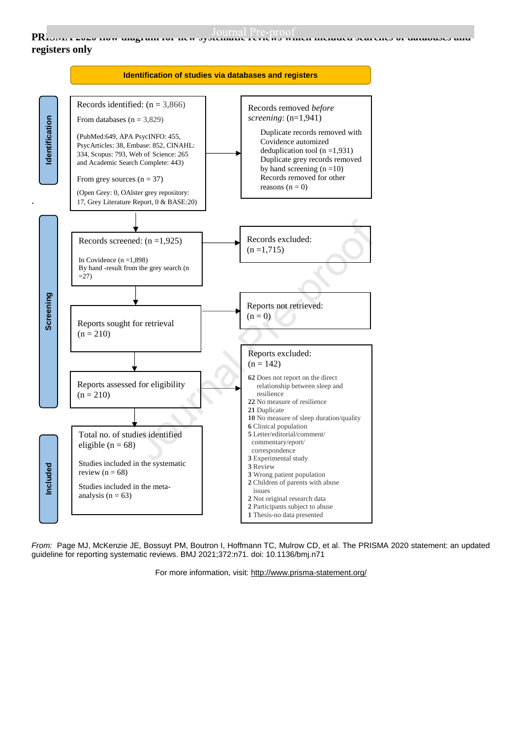**PRISMA 2020 flow diagram for new systematic reviews which included searches of databases and registers only**

**Identification of studies via databases and registers**

**Identification**

Records identified: (n = 3,866)

From databases (n = 3,829)

(PubMed:649, APA PsycINFO: 455, PsycArticles: 38, Embase: 852, CINAHL: 334, Scopus: 793, Web of Science: 265 and Academic Search Complete: 443)

From grey sources (n = 37)

(Open Grey: 0, OAlster grey repository: 17, Grey Literature Report, 0 & BASE:20)

Records removed *before screening*: (n=1,941)

- Duplicate records removed with Covidence automized deduplication tool (n =1,931)
- Duplicate grey records removed by hand screening (n =10)
- Records removed for other reasons (n = 0)

**Screening**

Records screened: (n =1,925)

In Covidence (n =1,898)
By hand -result from the grey search (n =27)

Records excluded: (n =1,715)

Reports sought for retrieval (n = 210)

Reports not retrieved: (n = 0)

Reports assessed for eligibility (n = 210)

Reports excluded: (n = 142)

- **62** Does not report on the direct relationship between sleep and resilience
- **22** No measure of resilience
- **21** Duplicate
- **10** No measure of sleep duration/quality
- **6** Clinical population
- **5** Letter/editorial/comment/ commentary/eport/ correspondence
- **3** Experimental study
- **3** Review
- **3** Wrong patient population
- **2** Children of parents with abuse issues
- **2** Not original research data
- **2** Participants subject to abuse
- **1** Thesis-no data presented

**Included**

Total no. of studies identified eligible (n = 68)

Studies included in the systematic review (n = 68)

Studies included in the meta-analysis (n = 63)

*From:* Page MJ, McKenzie JE, Bossuyt PM, Boutron I, Hoffmann TC, Mulrow CD, et al. The PRISMA 2020 statement: an updated guideline for reporting systematic reviews. BMJ 2021;372:n71. doi: 10.1136/bmj.n71

For more information, visit: http://www.prisma-statement.org/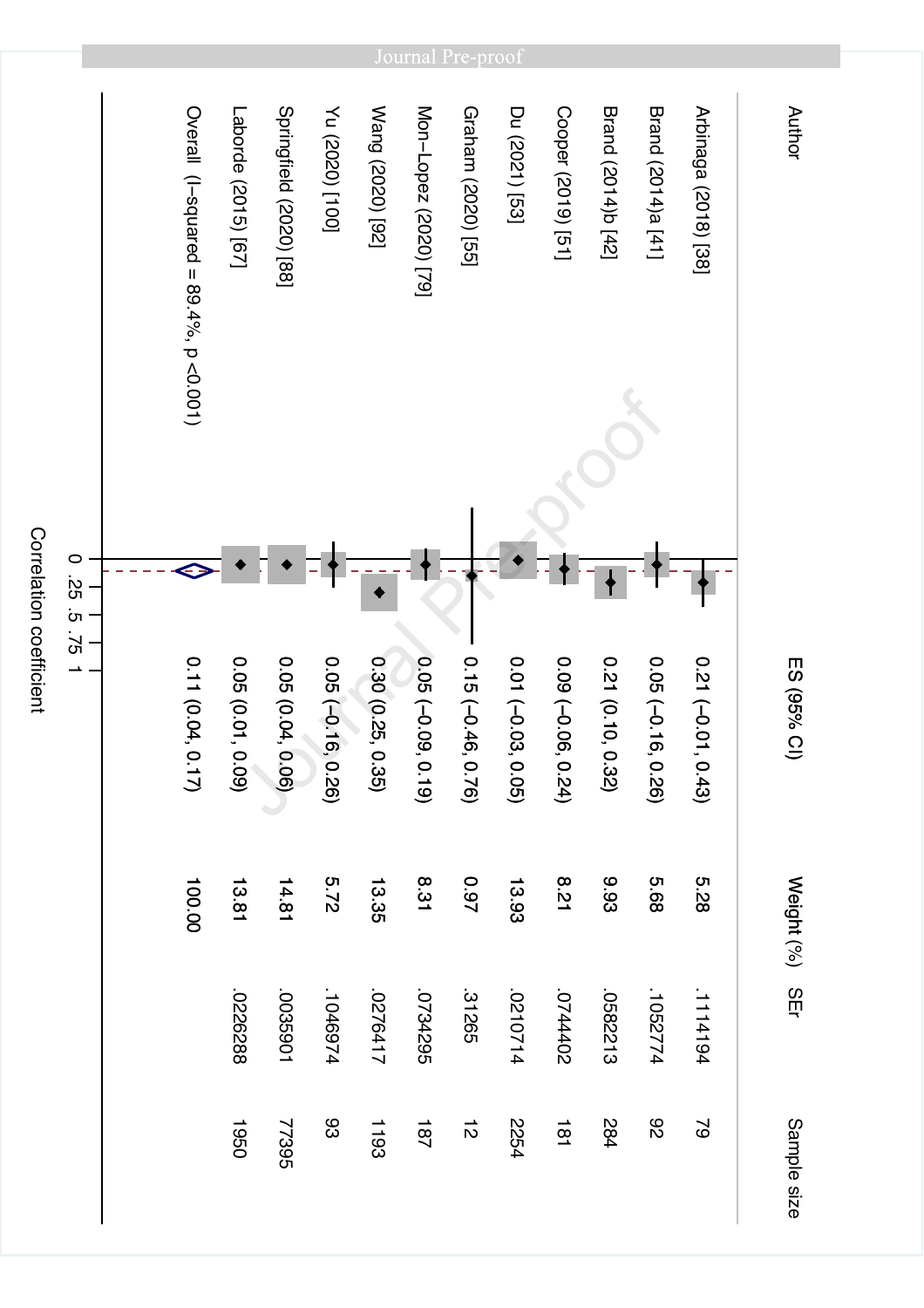| Author | ES (95% CI) | Weight (%) | SEr | Sample size |
|---|---|---|---|---|
| Arbinaga (2018) [38] | 0.21 (−0.01, 0.43) | 5.28 | .1114194 | 79 |
| Brand (2014)a [41] | 0.05 (−0.16, 0.26) | 5.68 | .1052774 | 92 |
| Brand (2014)b [42] | 0.21 (0.10, 0.32) | 9.93 | .0582213 | 284 |
| Cooper (2019) [51] | 0.09 (−0.06, 0.24) | 8.21 | .0744402 | 181 |
| Du (2021) [53] | 0.01 (−0.03, 0.05) | 13.93 | .0210714 | 2254 |
| Graham (2020) [55] | 0.15 (−0.46, 0.76) | 0.97 | .31265 | 12 |
| Mon−Lopez (2020) [79] | 0.05 (−0.09, 0.19) | 8.31 | .0734295 | 187 |
| Wang (2020) [92] | 0.30 (0.25, 0.35) | 13.35 | .0276417 | 1193 |
| Yu (2020) [100] | 0.05 (−0.16, 0.26) | 5.72 | .1046974 | 93 |
| Springfield (2020) [88] | 0.05 (0.04, 0.06) | 14.81 | .0035901 | 77395 |
| Laborde (2015) [67] | 0.05 (0.01, 0.09) | 13.81 | .0226288 | 1950 |
| Overall (I−squared = 89.4%, p <0.001) | 0.11 (0.04, 0.17) | 100.00 | | |

Correlation coefficient (axis: 0, .25, .5, .75, 1)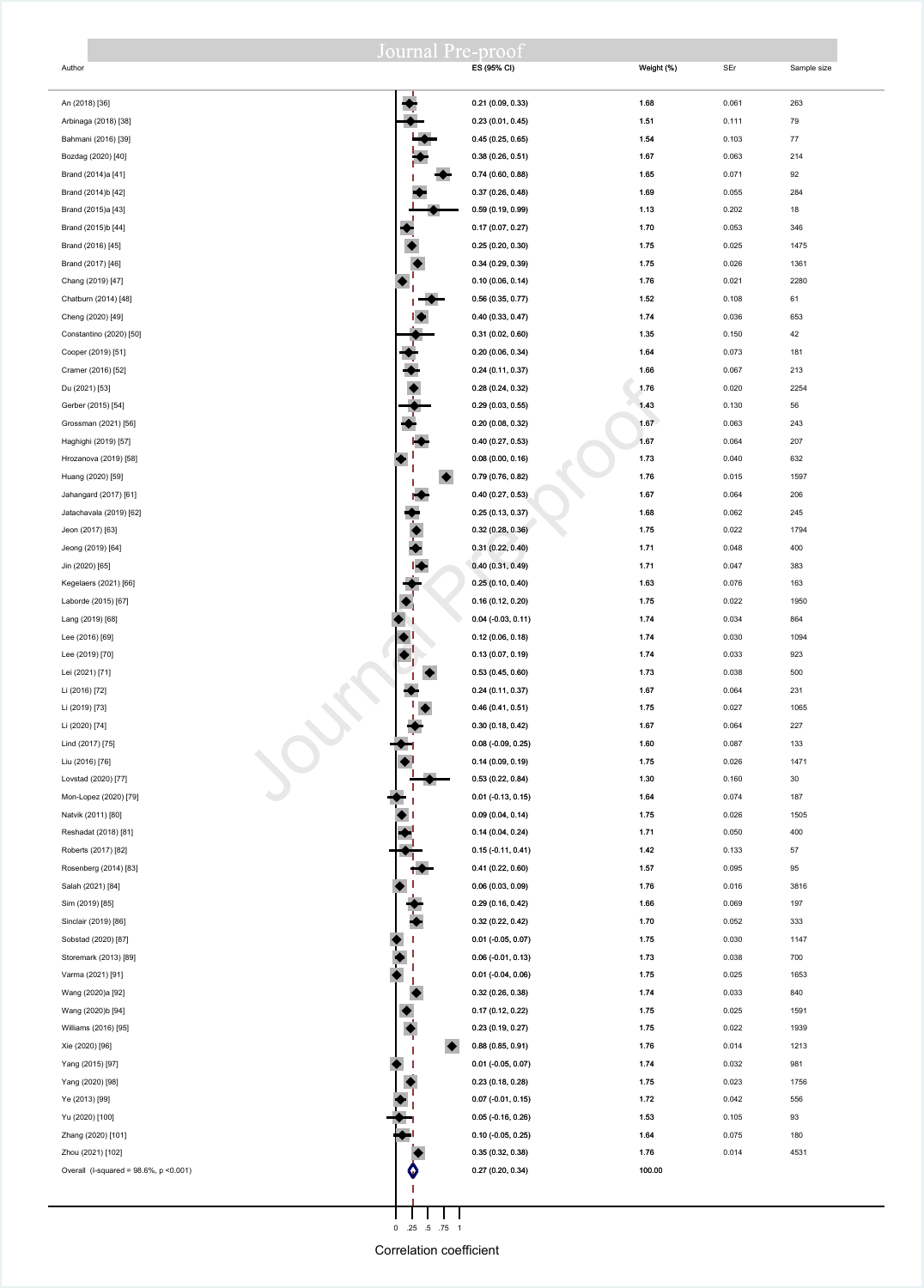| Author | ES (95% CI) | Weight (%) | SEr | Sample size |
|---|---|---|---|---|
| An (2018) [36] | 0.21 (0.09, 0.33) | 1.68 | 0.061 | 263 |
| Arbinaga (2018) [38] | 0.23 (0.01, 0.45) | 1.51 | 0.111 | 79 |
| Bahmani (2016) [39] | 0.45 (0.25, 0.65) | 1.54 | 0.103 | 77 |
| Bozdag (2020) [40] | 0.38 (0.26, 0.51) | 1.67 | 0.063 | 214 |
| Brand (2014)a [41] | 0.74 (0.60, 0.88) | 1.65 | 0.071 | 92 |
| Brand (2014)b [42] | 0.37 (0.26, 0.48) | 1.69 | 0.055 | 284 |
| Brand (2015)a [43] | 0.59 (0.19, 0.99) | 1.13 | 0.202 | 18 |
| Brand (2015)b [44] | 0.17 (0.07, 0.27) | 1.70 | 0.053 | 346 |
| Brand (2016) [45] | 0.25 (0.20, 0.30) | 1.75 | 0.025 | 1475 |
| Brand (2017) [46] | 0.34 (0.29, 0.39) | 1.75 | 0.026 | 1361 |
| Chang (2019) [47] | 0.10 (0.06, 0.14) | 1.76 | 0.021 | 2280 |
| Chatburn (2014) [48] | 0.56 (0.35, 0.77) | 1.52 | 0.108 | 61 |
| Cheng (2020) [49] | 0.40 (0.33, 0.47) | 1.74 | 0.036 | 653 |
| Constantino (2020) [50] | 0.31 (0.02, 0.60) | 1.35 | 0.150 | 42 |
| Cooper (2019) [51] | 0.20 (0.06, 0.34) | 1.64 | 0.073 | 181 |
| Cramer (2016) [52] | 0.24 (0.11, 0.37) | 1.66 | 0.067 | 213 |
| Du (2021) [53] | 0.28 (0.24, 0.32) | 1.76 | 0.020 | 2254 |
| Gerber (2015) [54] | 0.29 (0.03, 0.55) | 1.43 | 0.130 | 56 |
| Grossman (2021) [56] | 0.20 (0.08, 0.32) | 1.67 | 0.063 | 243 |
| Haghighi (2019) [57] | 0.40 (0.27, 0.53) | 1.67 | 0.064 | 207 |
| Hrozanova (2019) [58] | 0.08 (0.00, 0.16) | 1.73 | 0.040 | 632 |
| Huang (2020) [59] | 0.79 (0.76, 0.82) | 1.76 | 0.015 | 1597 |
| Jahangard (2017) [61] | 0.40 (0.27, 0.53) | 1.67 | 0.064 | 206 |
| Jatachavala (2019) [62] | 0.25 (0.13, 0.37) | 1.68 | 0.062 | 245 |
| Jeon (2017) [63] | 0.32 (0.28, 0.36) | 1.75 | 0.022 | 1794 |
| Jeong (2019) [64] | 0.31 (0.22, 0.40) | 1.71 | 0.048 | 400 |
| Jin (2020) [65] | 0.40 (0.31, 0.49) | 1.71 | 0.047 | 383 |
| Kegelaers (2021) [66] | 0.25 (0.10, 0.40) | 1.63 | 0.076 | 163 |
| Laborde (2015) [67] | 0.16 (0.12, 0.20) | 1.75 | 0.022 | 1950 |
| Lang (2019) [68] | 0.04 (-0.03, 0.11) | 1.74 | 0.034 | 864 |
| Lee (2016) [69] | 0.12 (0.06, 0.18) | 1.74 | 0.030 | 1094 |
| Lee (2019) [70] | 0.13 (0.07, 0.19) | 1.74 | 0.033 | 923 |
| Lei (2021) [71] | 0.53 (0.45, 0.60) | 1.73 | 0.038 | 500 |
| Li (2016) [72] | 0.24 (0.11, 0.37) | 1.67 | 0.064 | 231 |
| Li (2019) [73] | 0.46 (0.41, 0.51) | 1.75 | 0.027 | 1065 |
| Li (2020) [74] | 0.30 (0.18, 0.42) | 1.67 | 0.064 | 227 |
| Lind (2017) [75] | 0.08 (-0.09, 0.25) | 1.60 | 0.087 | 133 |
| Liu (2016) [76] | 0.14 (0.09, 0.19) | 1.75 | 0.026 | 1471 |
| Lovstad (2020) [77] | 0.53 (0.22, 0.84) | 1.30 | 0.160 | 30 |
| Mon-Lopez (2020) [79] | 0.01 (-0.13, 0.15) | 1.64 | 0.074 | 187 |
| Natvik (2011) [80] | 0.09 (0.04, 0.14) | 1.75 | 0.026 | 1505 |
| Reshadat (2018) [81] | 0.14 (0.04, 0.24) | 1.71 | 0.050 | 400 |
| Roberts (2017) [82] | 0.15 (-0.11, 0.41) | 1.42 | 0.133 | 57 |
| Rosenberg (2014) [83] | 0.41 (0.22, 0.60) | 1.57 | 0.095 | 95 |
| Salah (2021) [84] | 0.06 (0.03, 0.09) | 1.76 | 0.016 | 3816 |
| Sim (2019) [85] | 0.29 (0.16, 0.42) | 1.66 | 0.069 | 197 |
| Sinclair (2019) [86] | 0.32 (0.22, 0.42) | 1.70 | 0.052 | 333 |
| Sobstad (2020) [87] | 0.01 (-0.05, 0.07) | 1.75 | 0.030 | 1147 |
| Storemark (2013) [89] | 0.06 (-0.01, 0.13) | 1.73 | 0.038 | 700 |
| Varma (2021) [91] | 0.01 (-0.04, 0.06) | 1.75 | 0.025 | 1653 |
| Wang (2020)a [92] | 0.32 (0.26, 0.38) | 1.74 | 0.033 | 840 |
| Wang (2020)b [94] | 0.17 (0.12, 0.22) | 1.75 | 0.025 | 1591 |
| Williams (2016) [95] | 0.23 (0.19, 0.27) | 1.75 | 0.022 | 1939 |
| Xie (2020) [96] | 0.88 (0.85, 0.91) | 1.76 | 0.014 | 1213 |
| Yang (2015) [97] | 0.01 (-0.05, 0.07) | 1.74 | 0.032 | 981 |
| Yang (2020) [98] | 0.23 (0.18, 0.28) | 1.75 | 0.023 | 1756 |
| Ye (2013) [99] | 0.07 (-0.01, 0.15) | 1.72 | 0.042 | 556 |
| Yu (2020) [100] | 0.05 (-0.16, 0.26) | 1.53 | 0.105 | 93 |
| Zhang (2020) [101] | 0.10 (-0.05, 0.25) | 1.64 | 0.075 | 180 |
| Zhou (2021) [102] | 0.35 (0.32, 0.38) | 1.76 | 0.014 | 4531 |
| Overall (I-squared = 98.6%, p <0.001) | 0.27 (0.20, 0.34) | 100.00 | | |

0 .25 .5 .75 1

Correlation coefficient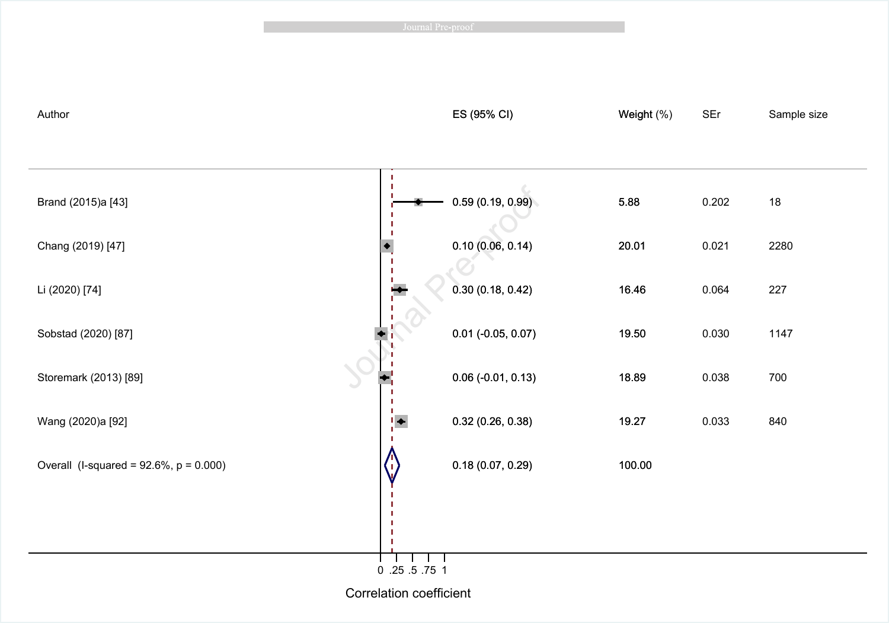| Author | ES (95% CI) | Weight (%) | SEr | Sample size |
|---|---|---|---|---|
| Brand (2015)a [43] | 0.59 (0.19, 0.99) | 5.88 | 0.202 | 18 |
| Chang (2019) [47] | 0.10 (0.06, 0.14) | 20.01 | 0.021 | 2280 |
| Li (2020) [74] | 0.30 (0.18, 0.42) | 16.46 | 0.064 | 227 |
| Sobstad (2020) [87] | 0.01 (-0.05, 0.07) | 19.50 | 0.030 | 1147 |
| Storemark (2013) [89] | 0.06 (-0.01, 0.13) | 18.89 | 0.038 | 700 |
| Wang (2020)a [92] | 0.32 (0.26, 0.38) | 19.27 | 0.033 | 840 |
| Overall (I-squared = 92.6%, p = 0.000) | 0.18 (0.07, 0.29) | 100.00 | | |

Correlation coefficient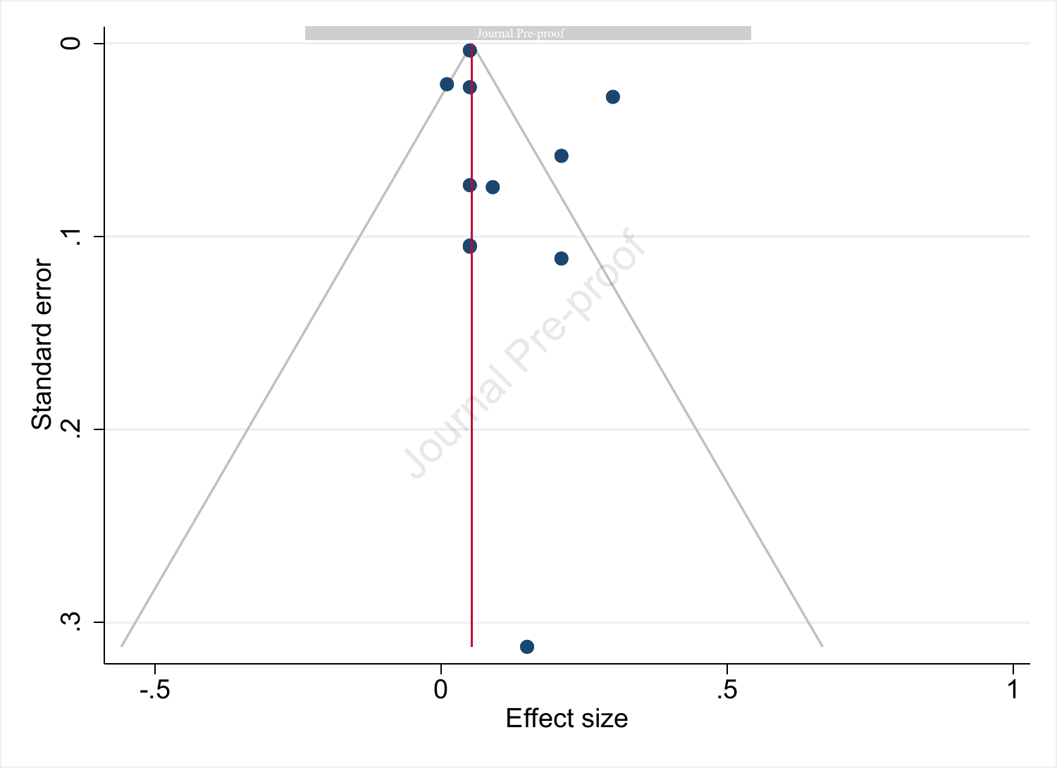Standard error

0

.1

.2

.3

-.5

0

.5

1

Effect size